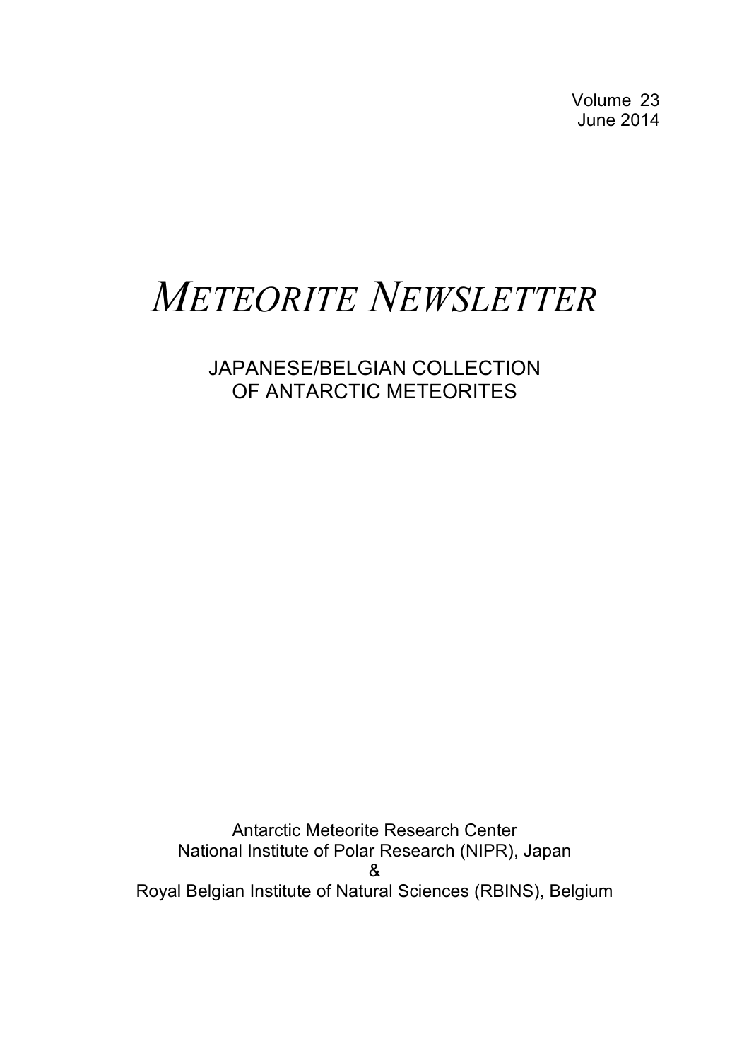Volume 23
June 2014

# *METEORITE NEWSLETTER*

## JAPANESE/BELGIAN COLLECTION OF ANTARCTIC METEORITES

Antarctic Meteorite Research Center
National Institute of Polar Research (NIPR), Japan
&
Royal Belgian Institute of Natural Sciences (RBINS), Belgium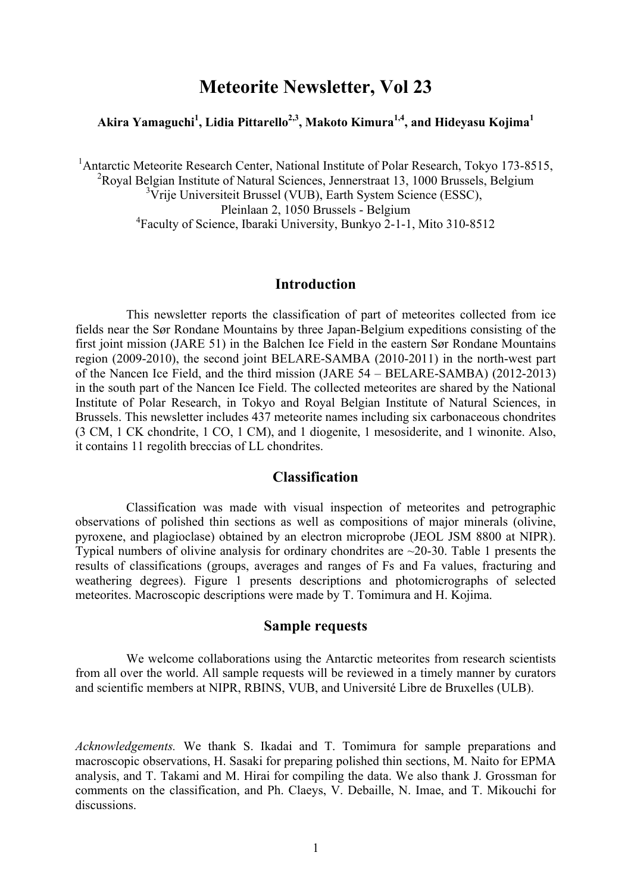# Meteorite Newsletter, Vol 23

**Akira Yamaguchi[1], Lidia Pittarello[2,3], Makoto Kimura[1,4], and Hideyasu Kojima[1]**

[1]Antarctic Meteorite Research Center, National Institute of Polar Research, Tokyo 173-8515,
[2]Royal Belgian Institute of Natural Sciences, Jennerstraat 13, 1000 Brussels, Belgium
[3]Vrije Universiteit Brussel (VUB), Earth System Science (ESSC),
Pleinlaan 2, 1050 Brussels - Belgium
[4]Faculty of Science, Ibaraki University, Bunkyo 2-1-1, Mito 310-8512

## Introduction

This newsletter reports the classification of part of meteorites collected from ice fields near the Sør Rondane Mountains by three Japan-Belgium expeditions consisting of the first joint mission (JARE 51) in the Balchen Ice Field in the eastern Sør Rondane Mountains region (2009-2010), the second joint BELARE-SAMBA (2010-2011) in the north-west part of the Nancen Ice Field, and the third mission (JARE 54 – BELARE-SAMBA) (2012-2013) in the south part of the Nancen Ice Field. The collected meteorites are shared by the National Institute of Polar Research, in Tokyo and Royal Belgian Institute of Natural Sciences, in Brussels. This newsletter includes 437 meteorite names including six carbonaceous chondrites (3 CM, 1 CK chondrite, 1 CO, 1 CM), and 1 diogenite, 1 mesosiderite, and 1 winonite. Also, it contains 11 regolith breccias of LL chondrites.

## Classification

Classification was made with visual inspection of meteorites and petrographic observations of polished thin sections as well as compositions of major minerals (olivine, pyroxene, and plagioclase) obtained by an electron microprobe (JEOL JSM 8800 at NIPR). Typical numbers of olivine analysis for ordinary chondrites are ~20-30. Table 1 presents the results of classifications (groups, averages and ranges of Fs and Fa values, fracturing and weathering degrees). Figure 1 presents descriptions and photomicrographs of selected meteorites. Macroscopic descriptions were made by T. Tomimura and H. Kojima.

## Sample requests

We welcome collaborations using the Antarctic meteorites from research scientists from all over the world. All sample requests will be reviewed in a timely manner by curators and scientific members at NIPR, RBINS, VUB, and Université Libre de Bruxelles (ULB).

*Acknowledgements.* We thank S. Ikadai and T. Tomimura for sample preparations and macroscopic observations, H. Sasaki for preparing polished thin sections, M. Naito for EPMA analysis, and T. Takami and M. Hirai for compiling the data. We also thank J. Grossman for comments on the classification, and Ph. Claeys, V. Debaille, N. Imae, and T. Mikouchi for discussions.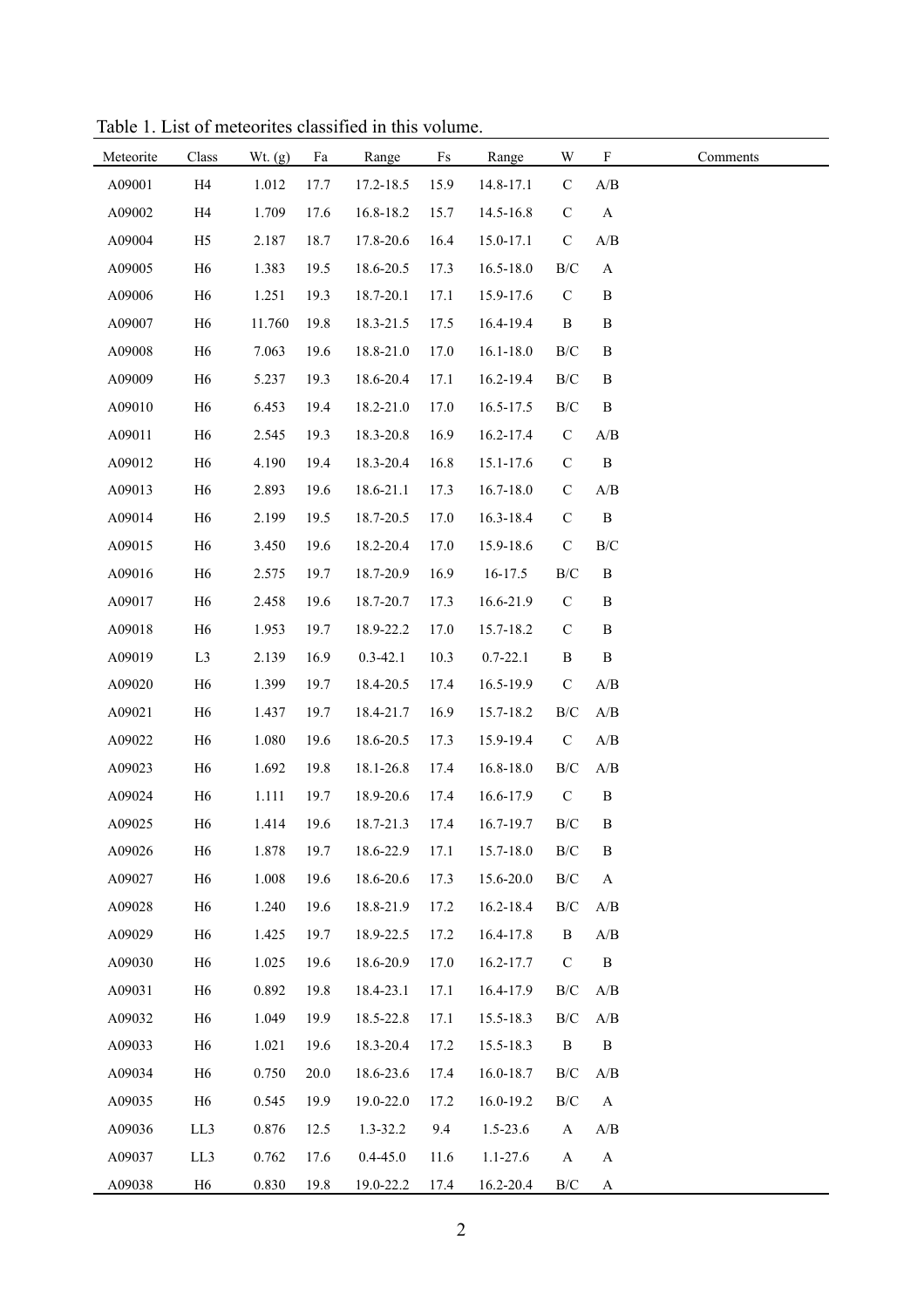Table 1. List of meteorites classified in this volume.

| Meteorite | Class | Wt. (g) | Fa | Range | Fs | Range | W | F | Comments |
|---|---|---|---|---|---|---|---|---|---|
| A09001 | H4 | 1.012 | 17.7 | 17.2-18.5 | 15.9 | 14.8-17.1 | C | A/B | |
| A09002 | H4 | 1.709 | 17.6 | 16.8-18.2 | 15.7 | 14.5-16.8 | C | A | |
| A09004 | H5 | 2.187 | 18.7 | 17.8-20.6 | 16.4 | 15.0-17.1 | C | A/B | |
| A09005 | H6 | 1.383 | 19.5 | 18.6-20.5 | 17.3 | 16.5-18.0 | B/C | A | |
| A09006 | H6 | 1.251 | 19.3 | 18.7-20.1 | 17.1 | 15.9-17.6 | C | B | |
| A09007 | H6 | 11.760 | 19.8 | 18.3-21.5 | 17.5 | 16.4-19.4 | B | B | |
| A09008 | H6 | 7.063 | 19.6 | 18.8-21.0 | 17.0 | 16.1-18.0 | B/C | B | |
| A09009 | H6 | 5.237 | 19.3 | 18.6-20.4 | 17.1 | 16.2-19.4 | B/C | B | |
| A09010 | H6 | 6.453 | 19.4 | 18.2-21.0 | 17.0 | 16.5-17.5 | B/C | B | |
| A09011 | H6 | 2.545 | 19.3 | 18.3-20.8 | 16.9 | 16.2-17.4 | C | A/B | |
| A09012 | H6 | 4.190 | 19.4 | 18.3-20.4 | 16.8 | 15.1-17.6 | C | B | |
| A09013 | H6 | 2.893 | 19.6 | 18.6-21.1 | 17.3 | 16.7-18.0 | C | A/B | |
| A09014 | H6 | 2.199 | 19.5 | 18.7-20.5 | 17.0 | 16.3-18.4 | C | B | |
| A09015 | H6 | 3.450 | 19.6 | 18.2-20.4 | 17.0 | 15.9-18.6 | C | B/C | |
| A09016 | H6 | 2.575 | 19.7 | 18.7-20.9 | 16.9 | 16-17.5 | B/C | B | |
| A09017 | H6 | 2.458 | 19.6 | 18.7-20.7 | 17.3 | 16.6-21.9 | C | B | |
| A09018 | H6 | 1.953 | 19.7 | 18.9-22.2 | 17.0 | 15.7-18.2 | C | B | |
| A09019 | L3 | 2.139 | 16.9 | 0.3-42.1 | 10.3 | 0.7-22.1 | B | B | |
| A09020 | H6 | 1.399 | 19.7 | 18.4-20.5 | 17.4 | 16.5-19.9 | C | A/B | |
| A09021 | H6 | 1.437 | 19.7 | 18.4-21.7 | 16.9 | 15.7-18.2 | B/C | A/B | |
| A09022 | H6 | 1.080 | 19.6 | 18.6-20.5 | 17.3 | 15.9-19.4 | C | A/B | |
| A09023 | H6 | 1.692 | 19.8 | 18.1-26.8 | 17.4 | 16.8-18.0 | B/C | A/B | |
| A09024 | H6 | 1.111 | 19.7 | 18.9-20.6 | 17.4 | 16.6-17.9 | C | B | |
| A09025 | H6 | 1.414 | 19.6 | 18.7-21.3 | 17.4 | 16.7-19.7 | B/C | B | |
| A09026 | H6 | 1.878 | 19.7 | 18.6-22.9 | 17.1 | 15.7-18.0 | B/C | B | |
| A09027 | H6 | 1.008 | 19.6 | 18.6-20.6 | 17.3 | 15.6-20.0 | B/C | A | |
| A09028 | H6 | 1.240 | 19.6 | 18.8-21.9 | 17.2 | 16.2-18.4 | B/C | A/B | |
| A09029 | H6 | 1.425 | 19.7 | 18.9-22.5 | 17.2 | 16.4-17.8 | B | A/B | |
| A09030 | H6 | 1.025 | 19.6 | 18.6-20.9 | 17.0 | 16.2-17.7 | C | B | |
| A09031 | H6 | 0.892 | 19.8 | 18.4-23.1 | 17.1 | 16.4-17.9 | B/C | A/B | |
| A09032 | H6 | 1.049 | 19.9 | 18.5-22.8 | 17.1 | 15.5-18.3 | B/C | A/B | |
| A09033 | H6 | 1.021 | 19.6 | 18.3-20.4 | 17.2 | 15.5-18.3 | B | B | |
| A09034 | H6 | 0.750 | 20.0 | 18.6-23.6 | 17.4 | 16.0-18.7 | B/C | A/B | |
| A09035 | H6 | 0.545 | 19.9 | 19.0-22.0 | 17.2 | 16.0-19.2 | B/C | A | |
| A09036 | LL3 | 0.876 | 12.5 | 1.3-32.2 | 9.4 | 1.5-23.6 | A | A/B | |
| A09037 | LL3 | 0.762 | 17.6 | 0.4-45.0 | 11.6 | 1.1-27.6 | A | A | |
| A09038 | H6 | 0.830 | 19.8 | 19.0-22.2 | 17.4 | 16.2-20.4 | B/C | A | |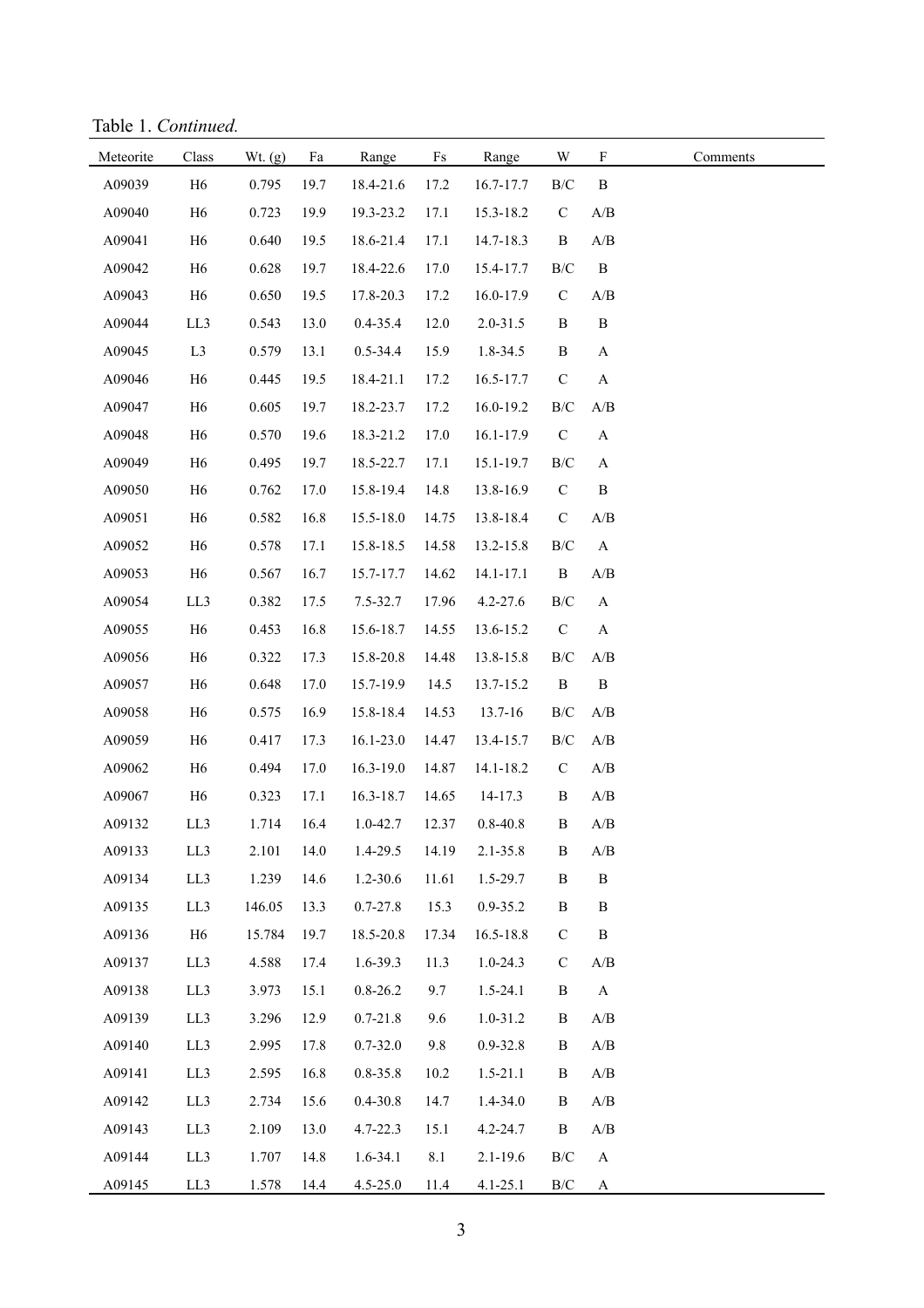Table 1. *Continued.*

| Meteorite | Class | Wt. (g) | Fa | Range | Fs | Range | W | F | Comments |
|---|---|---|---|---|---|---|---|---|---|
| A09039 | H6 | 0.795 | 19.7 | 18.4-21.6 | 17.2 | 16.7-17.7 | B/C | B | |
| A09040 | H6 | 0.723 | 19.9 | 19.3-23.2 | 17.1 | 15.3-18.2 | C | A/B | |
| A09041 | H6 | 0.640 | 19.5 | 18.6-21.4 | 17.1 | 14.7-18.3 | B | A/B | |
| A09042 | H6 | 0.628 | 19.7 | 18.4-22.6 | 17.0 | 15.4-17.7 | B/C | B | |
| A09043 | H6 | 0.650 | 19.5 | 17.8-20.3 | 17.2 | 16.0-17.9 | C | A/B | |
| A09044 | LL3 | 0.543 | 13.0 | 0.4-35.4 | 12.0 | 2.0-31.5 | B | B | |
| A09045 | L3 | 0.579 | 13.1 | 0.5-34.4 | 15.9 | 1.8-34.5 | B | A | |
| A09046 | H6 | 0.445 | 19.5 | 18.4-21.1 | 17.2 | 16.5-17.7 | C | A | |
| A09047 | H6 | 0.605 | 19.7 | 18.2-23.7 | 17.2 | 16.0-19.2 | B/C | A/B | |
| A09048 | H6 | 0.570 | 19.6 | 18.3-21.2 | 17.0 | 16.1-17.9 | C | A | |
| A09049 | H6 | 0.495 | 19.7 | 18.5-22.7 | 17.1 | 15.1-19.7 | B/C | A | |
| A09050 | H6 | 0.762 | 17.0 | 15.8-19.4 | 14.8 | 13.8-16.9 | C | B | |
| A09051 | H6 | 0.582 | 16.8 | 15.5-18.0 | 14.75 | 13.8-18.4 | C | A/B | |
| A09052 | H6 | 0.578 | 17.1 | 15.8-18.5 | 14.58 | 13.2-15.8 | B/C | A | |
| A09053 | H6 | 0.567 | 16.7 | 15.7-17.7 | 14.62 | 14.1-17.1 | B | A/B | |
| A09054 | LL3 | 0.382 | 17.5 | 7.5-32.7 | 17.96 | 4.2-27.6 | B/C | A | |
| A09055 | H6 | 0.453 | 16.8 | 15.6-18.7 | 14.55 | 13.6-15.2 | C | A | |
| A09056 | H6 | 0.322 | 17.3 | 15.8-20.8 | 14.48 | 13.8-15.8 | B/C | A/B | |
| A09057 | H6 | 0.648 | 17.0 | 15.7-19.9 | 14.5 | 13.7-15.2 | B | B | |
| A09058 | H6 | 0.575 | 16.9 | 15.8-18.4 | 14.53 | 13.7-16 | B/C | A/B | |
| A09059 | H6 | 0.417 | 17.3 | 16.1-23.0 | 14.47 | 13.4-15.7 | B/C | A/B | |
| A09062 | H6 | 0.494 | 17.0 | 16.3-19.0 | 14.87 | 14.1-18.2 | C | A/B | |
| A09067 | H6 | 0.323 | 17.1 | 16.3-18.7 | 14.65 | 14-17.3 | B | A/B | |
| A09132 | LL3 | 1.714 | 16.4 | 1.0-42.7 | 12.37 | 0.8-40.8 | B | A/B | |
| A09133 | LL3 | 2.101 | 14.0 | 1.4-29.5 | 14.19 | 2.1-35.8 | B | A/B | |
| A09134 | LL3 | 1.239 | 14.6 | 1.2-30.6 | 11.61 | 1.5-29.7 | B | B | |
| A09135 | LL3 | 146.05 | 13.3 | 0.7-27.8 | 15.3 | 0.9-35.2 | B | B | |
| A09136 | H6 | 15.784 | 19.7 | 18.5-20.8 | 17.34 | 16.5-18.8 | C | B | |
| A09137 | LL3 | 4.588 | 17.4 | 1.6-39.3 | 11.3 | 1.0-24.3 | C | A/B | |
| A09138 | LL3 | 3.973 | 15.1 | 0.8-26.2 | 9.7 | 1.5-24.1 | B | A | |
| A09139 | LL3 | 3.296 | 12.9 | 0.7-21.8 | 9.6 | 1.0-31.2 | B | A/B | |
| A09140 | LL3 | 2.995 | 17.8 | 0.7-32.0 | 9.8 | 0.9-32.8 | B | A/B | |
| A09141 | LL3 | 2.595 | 16.8 | 0.8-35.8 | 10.2 | 1.5-21.1 | B | A/B | |
| A09142 | LL3 | 2.734 | 15.6 | 0.4-30.8 | 14.7 | 1.4-34.0 | B | A/B | |
| A09143 | LL3 | 2.109 | 13.0 | 4.7-22.3 | 15.1 | 4.2-24.7 | B | A/B | |
| A09144 | LL3 | 1.707 | 14.8 | 1.6-34.1 | 8.1 | 2.1-19.6 | B/C | A | |
| A09145 | LL3 | 1.578 | 14.4 | 4.5-25.0 | 11.4 | 4.1-25.1 | B/C | A | |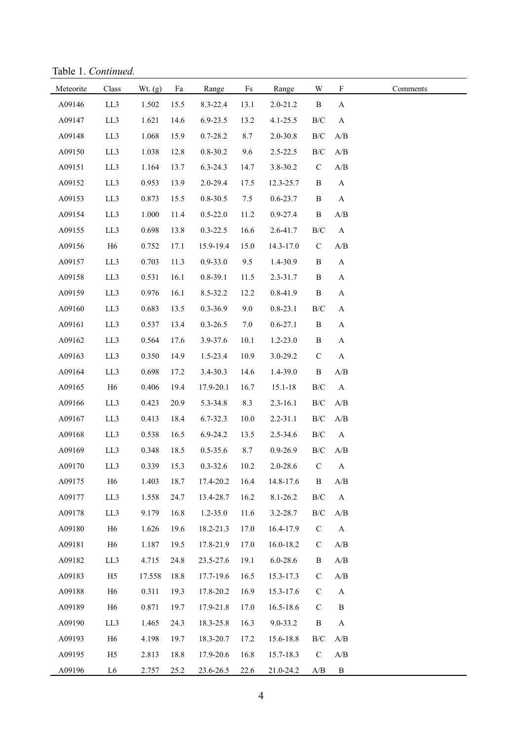Table 1. *Continued.*

| Meteorite | Class | Wt. (g) | Fa | Range | Fs | Range | W | F | Comments |
|---|---|---|---|---|---|---|---|---|---|
| A09146 | LL3 | 1.502 | 15.5 | 8.3-22.4 | 13.1 | 2.0-21.2 | B | A | |
| A09147 | LL3 | 1.621 | 14.6 | 6.9-23.5 | 13.2 | 4.1-25.5 | B/C | A | |
| A09148 | LL3 | 1.068 | 15.9 | 0.7-28.2 | 8.7 | 2.0-30.8 | B/C | A/B | |
| A09150 | LL3 | 1.038 | 12.8 | 0.8-30.2 | 9.6 | 2.5-22.5 | B/C | A/B | |
| A09151 | LL3 | 1.164 | 13.7 | 6.3-24.3 | 14.7 | 3.8-30.2 | C | A/B | |
| A09152 | LL3 | 0.953 | 13.9 | 2.0-29.4 | 17.5 | 12.3-25.7 | B | A | |
| A09153 | LL3 | 0.873 | 15.5 | 0.8-30.5 | 7.5 | 0.6-23.7 | B | A | |
| A09154 | LL3 | 1.000 | 11.4 | 0.5-22.0 | 11.2 | 0.9-27.4 | B | A/B | |
| A09155 | LL3 | 0.698 | 13.8 | 0.3-22.5 | 16.6 | 2.6-41.7 | B/C | A | |
| A09156 | H6 | 0.752 | 17.1 | 15.9-19.4 | 15.0 | 14.3-17.0 | C | A/B | |
| A09157 | LL3 | 0.703 | 11.3 | 0.9-33.0 | 9.5 | 1.4-30.9 | B | A | |
| A09158 | LL3 | 0.531 | 16.1 | 0.8-39.1 | 11.5 | 2.3-31.7 | B | A | |
| A09159 | LL3 | 0.976 | 16.1 | 8.5-32.2 | 12.2 | 0.8-41.9 | B | A | |
| A09160 | LL3 | 0.683 | 13.5 | 0.3-36.9 | 9.0 | 0.8-23.1 | B/C | A | |
| A09161 | LL3 | 0.537 | 13.4 | 0.3-26.5 | 7.0 | 0.6-27.1 | B | A | |
| A09162 | LL3 | 0.564 | 17.6 | 3.9-37.6 | 10.1 | 1.2-23.0 | B | A | |
| A09163 | LL3 | 0.350 | 14.9 | 1.5-23.4 | 10.9 | 3.0-29.2 | C | A | |
| A09164 | LL3 | 0.698 | 17.2 | 3.4-30.3 | 14.6 | 1.4-39.0 | B | A/B | |
| A09165 | H6 | 0.406 | 19.4 | 17.9-20.1 | 16.7 | 15.1-18 | B/C | A | |
| A09166 | LL3 | 0.423 | 20.9 | 5.3-34.8 | 8.3 | 2.3-16.1 | B/C | A/B | |
| A09167 | LL3 | 0.413 | 18.4 | 6.7-32.3 | 10.0 | 2.2-31.1 | B/C | A/B | |
| A09168 | LL3 | 0.538 | 16.5 | 6.9-24.2 | 13.5 | 2.5-34.6 | B/C | A | |
| A09169 | LL3 | 0.348 | 18.5 | 0.5-35.6 | 8.7 | 0.9-26.9 | B/C | A/B | |
| A09170 | LL3 | 0.339 | 15.3 | 0.3-32.6 | 10.2 | 2.0-28.6 | C | A | |
| A09175 | H6 | 1.403 | 18.7 | 17.4-20.2 | 16.4 | 14.8-17.6 | B | A/B | |
| A09177 | LL3 | 1.558 | 24.7 | 13.4-28.7 | 16.2 | 8.1-26.2 | B/C | A | |
| A09178 | LL3 | 9.179 | 16.8 | 1.2-35.0 | 11.6 | 3.2-28.7 | B/C | A/B | |
| A09180 | H6 | 1.626 | 19.6 | 18.2-21.3 | 17.0 | 16.4-17.9 | C | A | |
| A09181 | H6 | 1.187 | 19.5 | 17.8-21.9 | 17.0 | 16.0-18.2 | C | A/B | |
| A09182 | LL3 | 4.715 | 24.8 | 23.5-27.6 | 19.1 | 6.0-28.6 | B | A/B | |
| A09183 | H5 | 17.558 | 18.8 | 17.7-19.6 | 16.5 | 15.3-17.3 | C | A/B | |
| A09188 | H6 | 0.311 | 19.3 | 17.8-20.2 | 16.9 | 15.3-17.6 | C | A | |
| A09189 | H6 | 0.871 | 19.7 | 17.9-21.8 | 17.0 | 16.5-18.6 | C | B | |
| A09190 | LL3 | 1.465 | 24.3 | 18.3-25.8 | 16.3 | 9.0-33.2 | B | A | |
| A09193 | H6 | 4.198 | 19.7 | 18.3-20.7 | 17.2 | 15.6-18.8 | B/C | A/B | |
| A09195 | H5 | 2.813 | 18.8 | 17.9-20.6 | 16.8 | 15.7-18.3 | C | A/B | |
| A09196 | L6 | 2.757 | 25.2 | 23.6-26.5 | 22.6 | 21.0-24.2 | A/B | B | |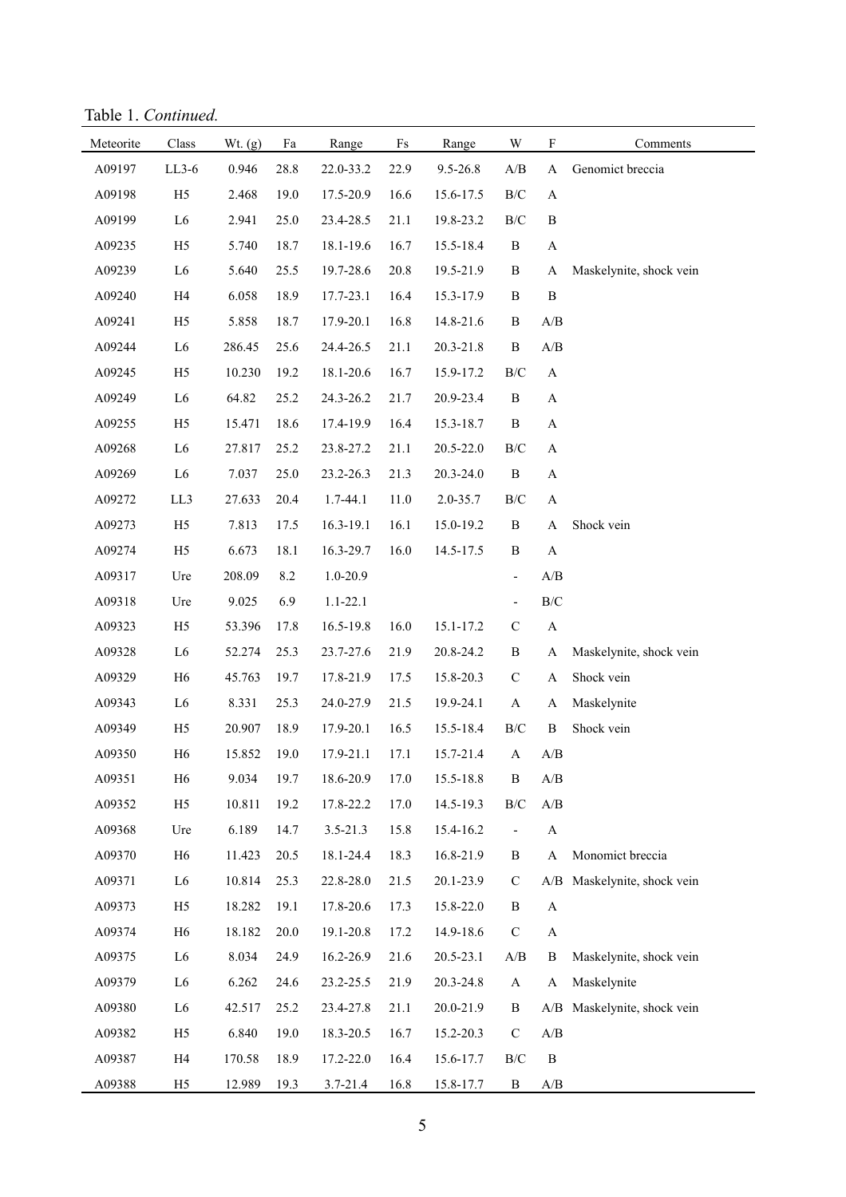Table 1. *Continued.*

| Meteorite | Class | Wt. (g) | Fa | Range | Fs | Range | W | F | Comments |
|---|---|---|---|---|---|---|---|---|---|
| A09197 | LL3-6 | 0.946 | 28.8 | 22.0-33.2 | 22.9 | 9.5-26.8 | A/B | A | Genomict breccia |
| A09198 | H5 | 2.468 | 19.0 | 17.5-20.9 | 16.6 | 15.6-17.5 | B/C | A | |
| A09199 | L6 | 2.941 | 25.0 | 23.4-28.5 | 21.1 | 19.8-23.2 | B/C | B | |
| A09235 | H5 | 5.740 | 18.7 | 18.1-19.6 | 16.7 | 15.5-18.4 | B | A | |
| A09239 | L6 | 5.640 | 25.5 | 19.7-28.6 | 20.8 | 19.5-21.9 | B | A | Maskelynite, shock vein |
| A09240 | H4 | 6.058 | 18.9 | 17.7-23.1 | 16.4 | 15.3-17.9 | B | B | |
| A09241 | H5 | 5.858 | 18.7 | 17.9-20.1 | 16.8 | 14.8-21.6 | B | A/B | |
| A09244 | L6 | 286.45 | 25.6 | 24.4-26.5 | 21.1 | 20.3-21.8 | B | A/B | |
| A09245 | H5 | 10.230 | 19.2 | 18.1-20.6 | 16.7 | 15.9-17.2 | B/C | A | |
| A09249 | L6 | 64.82 | 25.2 | 24.3-26.2 | 21.7 | 20.9-23.4 | B | A | |
| A09255 | H5 | 15.471 | 18.6 | 17.4-19.9 | 16.4 | 15.3-18.7 | B | A | |
| A09268 | L6 | 27.817 | 25.2 | 23.8-27.2 | 21.1 | 20.5-22.0 | B/C | A | |
| A09269 | L6 | 7.037 | 25.0 | 23.2-26.3 | 21.3 | 20.3-24.0 | B | A | |
| A09272 | LL3 | 27.633 | 20.4 | 1.7-44.1 | 11.0 | 2.0-35.7 | B/C | A | |
| A09273 | H5 | 7.813 | 17.5 | 16.3-19.1 | 16.1 | 15.0-19.2 | B | A | Shock vein |
| A09274 | H5 | 6.673 | 18.1 | 16.3-29.7 | 16.0 | 14.5-17.5 | B | A | |
| A09317 | Ure | 208.09 | 8.2 | 1.0-20.9 | | | - | A/B | |
| A09318 | Ure | 9.025 | 6.9 | 1.1-22.1 | | | - | B/C | |
| A09323 | H5 | 53.396 | 17.8 | 16.5-19.8 | 16.0 | 15.1-17.2 | C | A | |
| A09328 | L6 | 52.274 | 25.3 | 23.7-27.6 | 21.9 | 20.8-24.2 | B | A | Maskelynite, shock vein |
| A09329 | H6 | 45.763 | 19.7 | 17.8-21.9 | 17.5 | 15.8-20.3 | C | A | Shock vein |
| A09343 | L6 | 8.331 | 25.3 | 24.0-27.9 | 21.5 | 19.9-24.1 | A | A | Maskelynite |
| A09349 | H5 | 20.907 | 18.9 | 17.9-20.1 | 16.5 | 15.5-18.4 | B/C | B | Shock vein |
| A09350 | H6 | 15.852 | 19.0 | 17.9-21.1 | 17.1 | 15.7-21.4 | A | A/B | |
| A09351 | H6 | 9.034 | 19.7 | 18.6-20.9 | 17.0 | 15.5-18.8 | B | A/B | |
| A09352 | H5 | 10.811 | 19.2 | 17.8-22.2 | 17.0 | 14.5-19.3 | B/C | A/B | |
| A09368 | Ure | 6.189 | 14.7 | 3.5-21.3 | 15.8 | 15.4-16.2 | - | A | |
| A09370 | H6 | 11.423 | 20.5 | 18.1-24.4 | 18.3 | 16.8-21.9 | B | A | Monomict breccia |
| A09371 | L6 | 10.814 | 25.3 | 22.8-28.0 | 21.5 | 20.1-23.9 | C | A/B | Maskelynite, shock vein |
| A09373 | H5 | 18.282 | 19.1 | 17.8-20.6 | 17.3 | 15.8-22.0 | B | A | |
| A09374 | H6 | 18.182 | 20.0 | 19.1-20.8 | 17.2 | 14.9-18.6 | C | A | |
| A09375 | L6 | 8.034 | 24.9 | 16.2-26.9 | 21.6 | 20.5-23.1 | A/B | B | Maskelynite, shock vein |
| A09379 | L6 | 6.262 | 24.6 | 23.2-25.5 | 21.9 | 20.3-24.8 | A | A | Maskelynite |
| A09380 | L6 | 42.517 | 25.2 | 23.4-27.8 | 21.1 | 20.0-21.9 | B | A/B | Maskelynite, shock vein |
| A09382 | H5 | 6.840 | 19.0 | 18.3-20.5 | 16.7 | 15.2-20.3 | C | A/B | |
| A09387 | H4 | 170.58 | 18.9 | 17.2-22.0 | 16.4 | 15.6-17.7 | B/C | B | |
| A09388 | H5 | 12.989 | 19.3 | 3.7-21.4 | 16.8 | 15.8-17.7 | B | A/B | |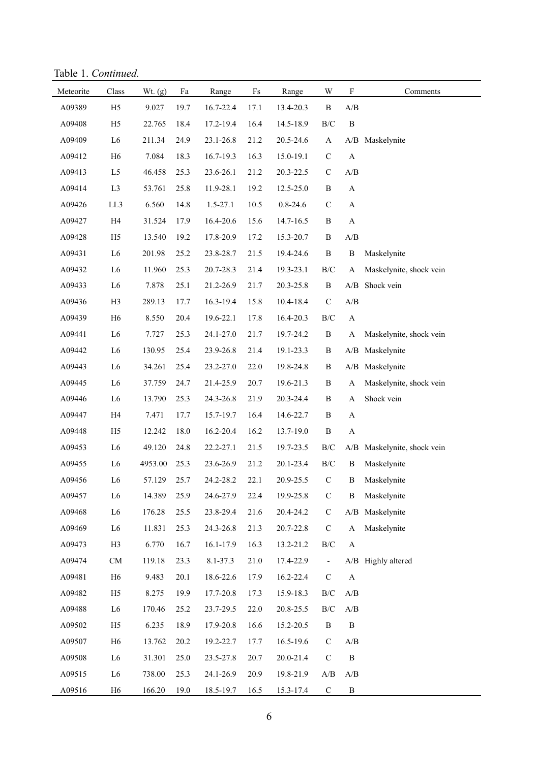Table 1. *Continued.*

| Meteorite | Class | Wt. (g) | Fa | Range | Fs | Range | W | F | Comments |
|---|---|---|---|---|---|---|---|---|---|
| A09389 | H5 | 9.027 | 19.7 | 16.7-22.4 | 17.1 | 13.4-20.3 | B | A/B | |
| A09408 | H5 | 22.765 | 18.4 | 17.2-19.4 | 16.4 | 14.5-18.9 | B/C | B | |
| A09409 | L6 | 211.34 | 24.9 | 23.1-26.8 | 21.2 | 20.5-24.6 | A | A/B | Maskelynite |
| A09412 | H6 | 7.084 | 18.3 | 16.7-19.3 | 16.3 | 15.0-19.1 | C | A | |
| A09413 | L5 | 46.458 | 25.3 | 23.6-26.1 | 21.2 | 20.3-22.5 | C | A/B | |
| A09414 | L3 | 53.761 | 25.8 | 11.9-28.1 | 19.2 | 12.5-25.0 | B | A | |
| A09426 | LL3 | 6.560 | 14.8 | 1.5-27.1 | 10.5 | 0.8-24.6 | C | A | |
| A09427 | H4 | 31.524 | 17.9 | 16.4-20.6 | 15.6 | 14.7-16.5 | B | A | |
| A09428 | H5 | 13.540 | 19.2 | 17.8-20.9 | 17.2 | 15.3-20.7 | B | A/B | |
| A09431 | L6 | 201.98 | 25.2 | 23.8-28.7 | 21.5 | 19.4-24.6 | B | B | Maskelynite |
| A09432 | L6 | 11.960 | 25.3 | 20.7-28.3 | 21.4 | 19.3-23.1 | B/C | A | Maskelynite, shock vein |
| A09433 | L6 | 7.878 | 25.1 | 21.2-26.9 | 21.7 | 20.3-25.8 | B | A/B | Shock vein |
| A09436 | H3 | 289.13 | 17.7 | 16.3-19.4 | 15.8 | 10.4-18.4 | C | A/B | |
| A09439 | H6 | 8.550 | 20.4 | 19.6-22.1 | 17.8 | 16.4-20.3 | B/C | A | |
| A09441 | L6 | 7.727 | 25.3 | 24.1-27.0 | 21.7 | 19.7-24.2 | B | A | Maskelynite, shock vein |
| A09442 | L6 | 130.95 | 25.4 | 23.9-26.8 | 21.4 | 19.1-23.3 | B | A/B | Maskelynite |
| A09443 | L6 | 34.261 | 25.4 | 23.2-27.0 | 22.0 | 19.8-24.8 | B | A/B | Maskelynite |
| A09445 | L6 | 37.759 | 24.7 | 21.4-25.9 | 20.7 | 19.6-21.3 | B | A | Maskelynite, shock vein |
| A09446 | L6 | 13.790 | 25.3 | 24.3-26.8 | 21.9 | 20.3-24.4 | B | A | Shock vein |
| A09447 | H4 | 7.471 | 17.7 | 15.7-19.7 | 16.4 | 14.6-22.7 | B | A | |
| A09448 | H5 | 12.242 | 18.0 | 16.2-20.4 | 16.2 | 13.7-19.0 | B | A | |
| A09453 | L6 | 49.120 | 24.8 | 22.2-27.1 | 21.5 | 19.7-23.5 | B/C | A/B | Maskelynite, shock vein |
| A09455 | L6 | 4953.00 | 25.3 | 23.6-26.9 | 21.2 | 20.1-23.4 | B/C | B | Maskelynite |
| A09456 | L6 | 57.129 | 25.7 | 24.2-28.2 | 22.1 | 20.9-25.5 | C | B | Maskelynite |
| A09457 | L6 | 14.389 | 25.9 | 24.6-27.9 | 22.4 | 19.9-25.8 | C | B | Maskelynite |
| A09468 | L6 | 176.28 | 25.5 | 23.8-29.4 | 21.6 | 20.4-24.2 | C | A/B | Maskelynite |
| A09469 | L6 | 11.831 | 25.3 | 24.3-26.8 | 21.3 | 20.7-22.8 | C | A | Maskelynite |
| A09473 | H3 | 6.770 | 16.7 | 16.1-17.9 | 16.3 | 13.2-21.2 | B/C | A | |
| A09474 | CM | 119.18 | 23.3 | 8.1-37.3 | 21.0 | 17.4-22.9 | - | A/B | Highly altered |
| A09481 | H6 | 9.483 | 20.1 | 18.6-22.6 | 17.9 | 16.2-22.4 | C | A | |
| A09482 | H5 | 8.275 | 19.9 | 17.7-20.8 | 17.3 | 15.9-18.3 | B/C | A/B | |
| A09488 | L6 | 170.46 | 25.2 | 23.7-29.5 | 22.0 | 20.8-25.5 | B/C | A/B | |
| A09502 | H5 | 6.235 | 18.9 | 17.9-20.8 | 16.6 | 15.2-20.5 | B | B | |
| A09507 | H6 | 13.762 | 20.2 | 19.2-22.7 | 17.7 | 16.5-19.6 | C | A/B | |
| A09508 | L6 | 31.301 | 25.0 | 23.5-27.8 | 20.7 | 20.0-21.4 | C | B | |
| A09515 | L6 | 738.00 | 25.3 | 24.1-26.9 | 20.9 | 19.8-21.9 | A/B | A/B | |
| A09516 | H6 | 166.20 | 19.0 | 18.5-19.7 | 16.5 | 15.3-17.4 | C | B | |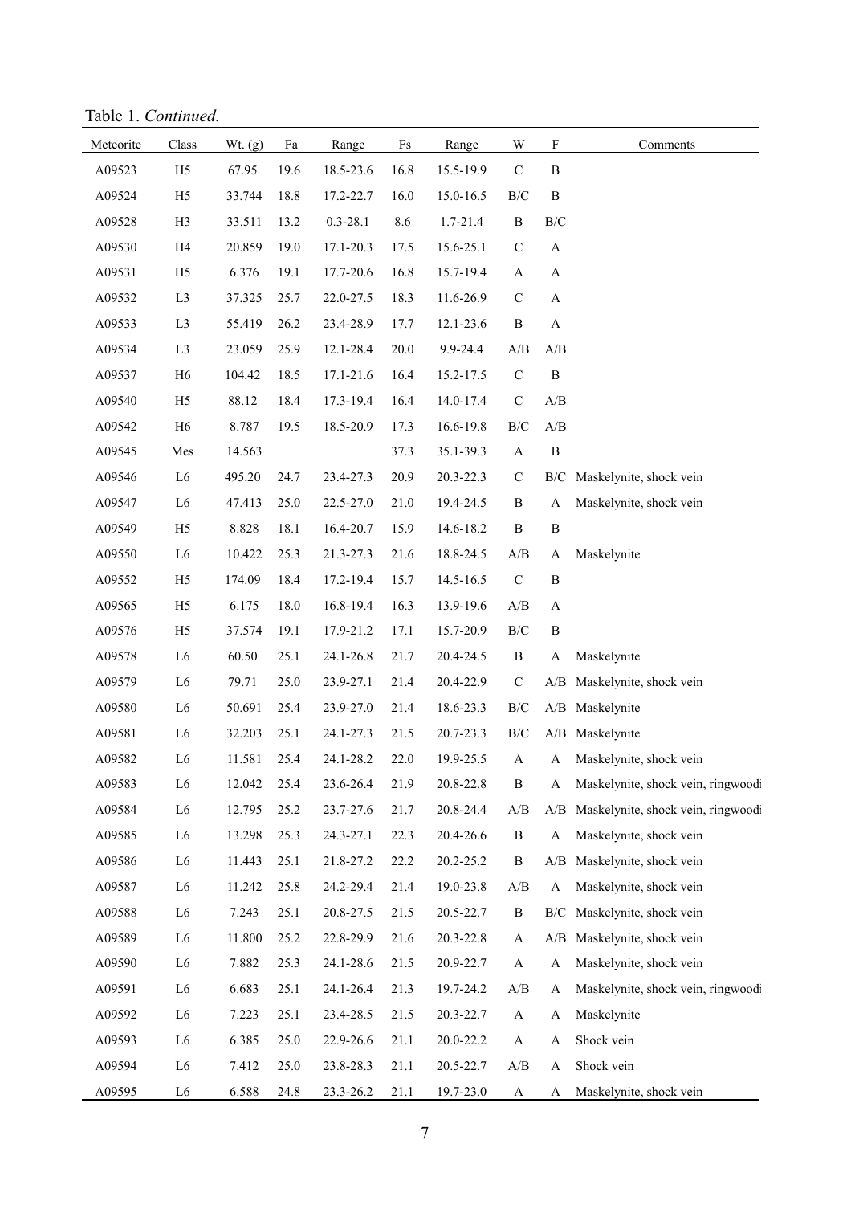Table 1. *Continued.*

| Meteorite | Class | Wt. (g) | Fa | Range | Fs | Range | W | F | Comments |
|---|---|---|---|---|---|---|---|---|---|
| A09523 | H5 | 67.95 | 19.6 | 18.5-23.6 | 16.8 | 15.5-19.9 | C | B | |
| A09524 | H5 | 33.744 | 18.8 | 17.2-22.7 | 16.0 | 15.0-16.5 | B/C | B | |
| A09528 | H3 | 33.511 | 13.2 | 0.3-28.1 | 8.6 | 1.7-21.4 | B | B/C | |
| A09530 | H4 | 20.859 | 19.0 | 17.1-20.3 | 17.5 | 15.6-25.1 | C | A | |
| A09531 | H5 | 6.376 | 19.1 | 17.7-20.6 | 16.8 | 15.7-19.4 | A | A | |
| A09532 | L3 | 37.325 | 25.7 | 22.0-27.5 | 18.3 | 11.6-26.9 | C | A | |
| A09533 | L3 | 55.419 | 26.2 | 23.4-28.9 | 17.7 | 12.1-23.6 | B | A | |
| A09534 | L3 | 23.059 | 25.9 | 12.1-28.4 | 20.0 | 9.9-24.4 | A/B | A/B | |
| A09537 | H6 | 104.42 | 18.5 | 17.1-21.6 | 16.4 | 15.2-17.5 | C | B | |
| A09540 | H5 | 88.12 | 18.4 | 17.3-19.4 | 16.4 | 14.0-17.4 | C | A/B | |
| A09542 | H6 | 8.787 | 19.5 | 18.5-20.9 | 17.3 | 16.6-19.8 | B/C | A/B | |
| A09545 | Mes | 14.563 | | | 37.3 | 35.1-39.3 | A | B | |
| A09546 | L6 | 495.20 | 24.7 | 23.4-27.3 | 20.9 | 20.3-22.3 | C | B/C | Maskelynite, shock vein |
| A09547 | L6 | 47.413 | 25.0 | 22.5-27.0 | 21.0 | 19.4-24.5 | B | A | Maskelynite, shock vein |
| A09549 | H5 | 8.828 | 18.1 | 16.4-20.7 | 15.9 | 14.6-18.2 | B | B | |
| A09550 | L6 | 10.422 | 25.3 | 21.3-27.3 | 21.6 | 18.8-24.5 | A/B | A | Maskelynite |
| A09552 | H5 | 174.09 | 18.4 | 17.2-19.4 | 15.7 | 14.5-16.5 | C | B | |
| A09565 | H5 | 6.175 | 18.0 | 16.8-19.4 | 16.3 | 13.9-19.6 | A/B | A | |
| A09576 | H5 | 37.574 | 19.1 | 17.9-21.2 | 17.1 | 15.7-20.9 | B/C | B | |
| A09578 | L6 | 60.50 | 25.1 | 24.1-26.8 | 21.7 | 20.4-24.5 | B | A | Maskelynite |
| A09579 | L6 | 79.71 | 25.0 | 23.9-27.1 | 21.4 | 20.4-22.9 | C | A/B | Maskelynite, shock vein |
| A09580 | L6 | 50.691 | 25.4 | 23.9-27.0 | 21.4 | 18.6-23.3 | B/C | A/B | Maskelynite |
| A09581 | L6 | 32.203 | 25.1 | 24.1-27.3 | 21.5 | 20.7-23.3 | B/C | A/B | Maskelynite |
| A09582 | L6 | 11.581 | 25.4 | 24.1-28.2 | 22.0 | 19.9-25.5 | A | A | Maskelynite, shock vein |
| A09583 | L6 | 12.042 | 25.4 | 23.6-26.4 | 21.9 | 20.8-22.8 | B | A | Maskelynite, shock vein, ringwoodi |
| A09584 | L6 | 12.795 | 25.2 | 23.7-27.6 | 21.7 | 20.8-24.4 | A/B | A/B | Maskelynite, shock vein, ringwoodi |
| A09585 | L6 | 13.298 | 25.3 | 24.3-27.1 | 22.3 | 20.4-26.6 | B | A | Maskelynite, shock vein |
| A09586 | L6 | 11.443 | 25.1 | 21.8-27.2 | 22.2 | 20.2-25.2 | B | A/B | Maskelynite, shock vein |
| A09587 | L6 | 11.242 | 25.8 | 24.2-29.4 | 21.4 | 19.0-23.8 | A/B | A | Maskelynite, shock vein |
| A09588 | L6 | 7.243 | 25.1 | 20.8-27.5 | 21.5 | 20.5-22.7 | B | B/C | Maskelynite, shock vein |
| A09589 | L6 | 11.800 | 25.2 | 22.8-29.9 | 21.6 | 20.3-22.8 | A | A/B | Maskelynite, shock vein |
| A09590 | L6 | 7.882 | 25.3 | 24.1-28.6 | 21.5 | 20.9-22.7 | A | A | Maskelynite, shock vein |
| A09591 | L6 | 6.683 | 25.1 | 24.1-26.4 | 21.3 | 19.7-24.2 | A/B | A | Maskelynite, shock vein, ringwoodi |
| A09592 | L6 | 7.223 | 25.1 | 23.4-28.5 | 21.5 | 20.3-22.7 | A | A | Maskelynite |
| A09593 | L6 | 6.385 | 25.0 | 22.9-26.6 | 21.1 | 20.0-22.2 | A | A | Shock vein |
| A09594 | L6 | 7.412 | 25.0 | 23.8-28.3 | 21.1 | 20.5-22.7 | A/B | A | Shock vein |
| A09595 | L6 | 6.588 | 24.8 | 23.3-26.2 | 21.1 | 19.7-23.0 | A | A | Maskelynite, shock vein |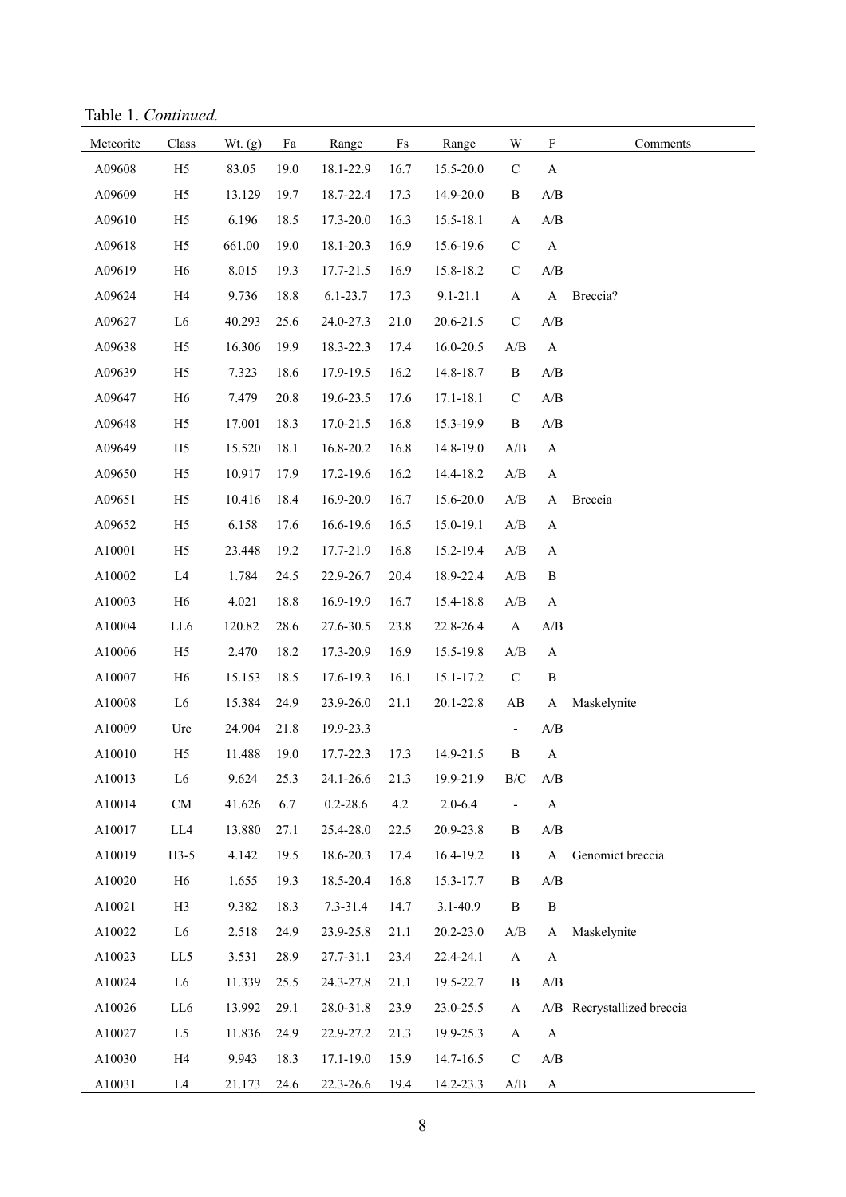Table 1. *Continued.*

| Meteorite | Class | Wt. (g) | Fa | Range | Fs | Range | W | F | Comments |
|---|---|---|---|---|---|---|---|---|---|
| A09608 | H5 | 83.05 | 19.0 | 18.1-22.9 | 16.7 | 15.5-20.0 | C | A | |
| A09609 | H5 | 13.129 | 19.7 | 18.7-22.4 | 17.3 | 14.9-20.0 | B | A/B | |
| A09610 | H5 | 6.196 | 18.5 | 17.3-20.0 | 16.3 | 15.5-18.1 | A | A/B | |
| A09618 | H5 | 661.00 | 19.0 | 18.1-20.3 | 16.9 | 15.6-19.6 | C | A | |
| A09619 | H6 | 8.015 | 19.3 | 17.7-21.5 | 16.9 | 15.8-18.2 | C | A/B | |
| A09624 | H4 | 9.736 | 18.8 | 6.1-23.7 | 17.3 | 9.1-21.1 | A | A | Breccia? |
| A09627 | L6 | 40.293 | 25.6 | 24.0-27.3 | 21.0 | 20.6-21.5 | C | A/B | |
| A09638 | H5 | 16.306 | 19.9 | 18.3-22.3 | 17.4 | 16.0-20.5 | A/B | A | |
| A09639 | H5 | 7.323 | 18.6 | 17.9-19.5 | 16.2 | 14.8-18.7 | B | A/B | |
| A09647 | H6 | 7.479 | 20.8 | 19.6-23.5 | 17.6 | 17.1-18.1 | C | A/B | |
| A09648 | H5 | 17.001 | 18.3 | 17.0-21.5 | 16.8 | 15.3-19.9 | B | A/B | |
| A09649 | H5 | 15.520 | 18.1 | 16.8-20.2 | 16.8 | 14.8-19.0 | A/B | A | |
| A09650 | H5 | 10.917 | 17.9 | 17.2-19.6 | 16.2 | 14.4-18.2 | A/B | A | |
| A09651 | H5 | 10.416 | 18.4 | 16.9-20.9 | 16.7 | 15.6-20.0 | A/B | A | Breccia |
| A09652 | H5 | 6.158 | 17.6 | 16.6-19.6 | 16.5 | 15.0-19.1 | A/B | A | |
| A10001 | H5 | 23.448 | 19.2 | 17.7-21.9 | 16.8 | 15.2-19.4 | A/B | A | |
| A10002 | L4 | 1.784 | 24.5 | 22.9-26.7 | 20.4 | 18.9-22.4 | A/B | B | |
| A10003 | H6 | 4.021 | 18.8 | 16.9-19.9 | 16.7 | 15.4-18.8 | A/B | A | |
| A10004 | LL6 | 120.82 | 28.6 | 27.6-30.5 | 23.8 | 22.8-26.4 | A | A/B | |
| A10006 | H5 | 2.470 | 18.2 | 17.3-20.9 | 16.9 | 15.5-19.8 | A/B | A | |
| A10007 | H6 | 15.153 | 18.5 | 17.6-19.3 | 16.1 | 15.1-17.2 | C | B | |
| A10008 | L6 | 15.384 | 24.9 | 23.9-26.0 | 21.1 | 20.1-22.8 | AB | A | Maskelynite |
| A10009 | Ure | 24.904 | 21.8 | 19.9-23.3 | | | - | A/B | |
| A10010 | H5 | 11.488 | 19.0 | 17.7-22.3 | 17.3 | 14.9-21.5 | B | A | |
| A10013 | L6 | 9.624 | 25.3 | 24.1-26.6 | 21.3 | 19.9-21.9 | B/C | A/B | |
| A10014 | CM | 41.626 | 6.7 | 0.2-28.6 | 4.2 | 2.0-6.4 | - | A | |
| A10017 | LL4 | 13.880 | 27.1 | 25.4-28.0 | 22.5 | 20.9-23.8 | B | A/B | |
| A10019 | H3-5 | 4.142 | 19.5 | 18.6-20.3 | 17.4 | 16.4-19.2 | B | A | Genomict breccia |
| A10020 | H6 | 1.655 | 19.3 | 18.5-20.4 | 16.8 | 15.3-17.7 | B | A/B | |
| A10021 | H3 | 9.382 | 18.3 | 7.3-31.4 | 14.7 | 3.1-40.9 | B | B | |
| A10022 | L6 | 2.518 | 24.9 | 23.9-25.8 | 21.1 | 20.2-23.0 | A/B | A | Maskelynite |
| A10023 | LL5 | 3.531 | 28.9 | 27.7-31.1 | 23.4 | 22.4-24.1 | A | A | |
| A10024 | L6 | 11.339 | 25.5 | 24.3-27.8 | 21.1 | 19.5-22.7 | B | A/B | |
| A10026 | LL6 | 13.992 | 29.1 | 28.0-31.8 | 23.9 | 23.0-25.5 | A | A/B | Recrystallized breccia |
| A10027 | L5 | 11.836 | 24.9 | 22.9-27.2 | 21.3 | 19.9-25.3 | A | A | |
| A10030 | H4 | 9.943 | 18.3 | 17.1-19.0 | 15.9 | 14.7-16.5 | C | A/B | |
| A10031 | L4 | 21.173 | 24.6 | 22.3-26.6 | 19.4 | 14.2-23.3 | A/B | A | |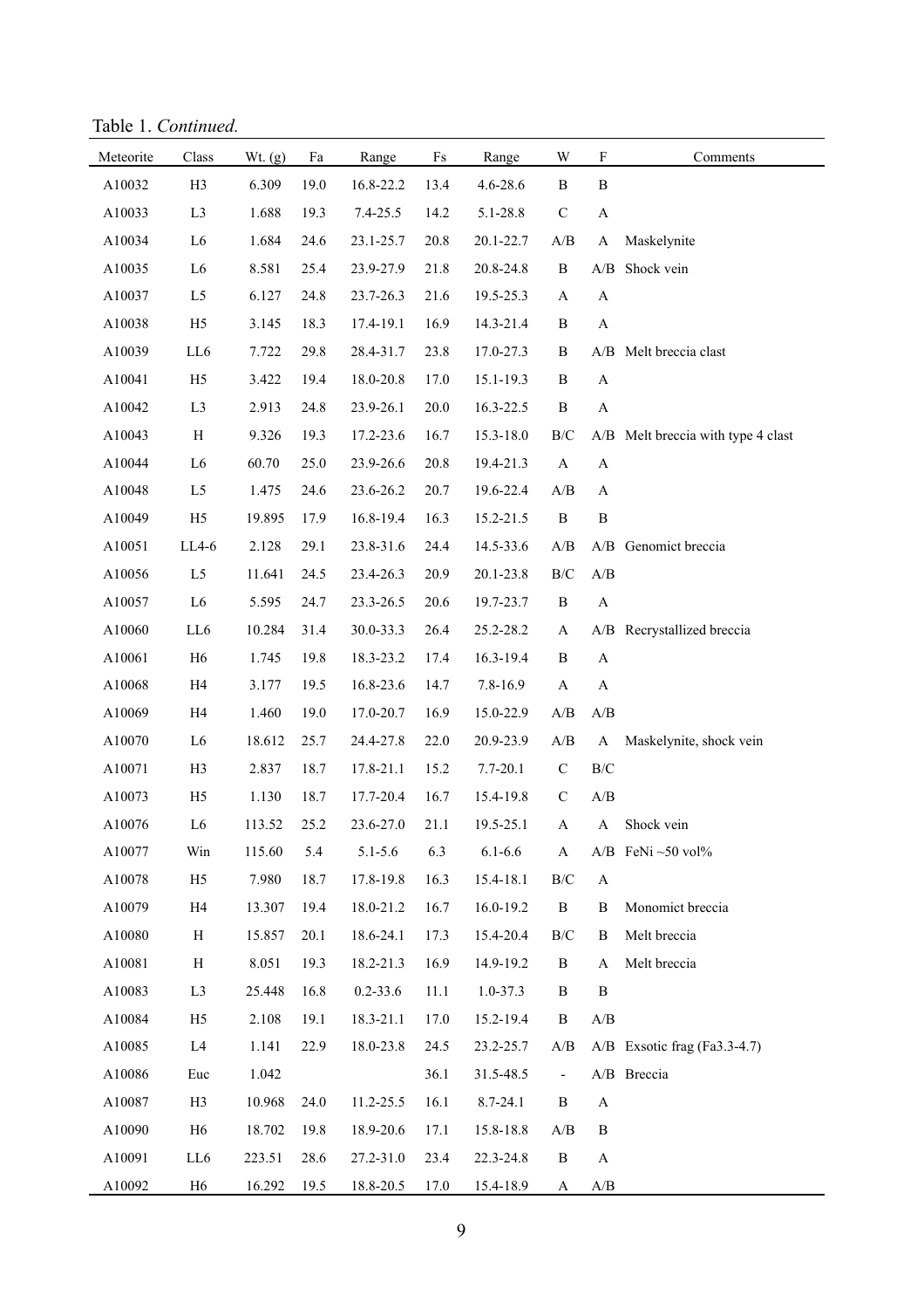Table 1. *Continued.*

| Meteorite | Class | Wt. (g) | Fa | Range | Fs | Range | W | F | Comments |
|---|---|---|---|---|---|---|---|---|---|
| A10032 | H3 | 6.309 | 19.0 | 16.8-22.2 | 13.4 | 4.6-28.6 | B | B | |
| A10033 | L3 | 1.688 | 19.3 | 7.4-25.5 | 14.2 | 5.1-28.8 | C | A | |
| A10034 | L6 | 1.684 | 24.6 | 23.1-25.7 | 20.8 | 20.1-22.7 | A/B | A | Maskelynite |
| A10035 | L6 | 8.581 | 25.4 | 23.9-27.9 | 21.8 | 20.8-24.8 | B | A/B | Shock vein |
| A10037 | L5 | 6.127 | 24.8 | 23.7-26.3 | 21.6 | 19.5-25.3 | A | A | |
| A10038 | H5 | 3.145 | 18.3 | 17.4-19.1 | 16.9 | 14.3-21.4 | B | A | |
| A10039 | LL6 | 7.722 | 29.8 | 28.4-31.7 | 23.8 | 17.0-27.3 | B | A/B | Melt breccia clast |
| A10041 | H5 | 3.422 | 19.4 | 18.0-20.8 | 17.0 | 15.1-19.3 | B | A | |
| A10042 | L3 | 2.913 | 24.8 | 23.9-26.1 | 20.0 | 16.3-22.5 | B | A | |
| A10043 | H | 9.326 | 19.3 | 17.2-23.6 | 16.7 | 15.3-18.0 | B/C | A/B | Melt breccia with type 4 clast |
| A10044 | L6 | 60.70 | 25.0 | 23.9-26.6 | 20.8 | 19.4-21.3 | A | A | |
| A10048 | L5 | 1.475 | 24.6 | 23.6-26.2 | 20.7 | 19.6-22.4 | A/B | A | |
| A10049 | H5 | 19.895 | 17.9 | 16.8-19.4 | 16.3 | 15.2-21.5 | B | B | |
| A10051 | LL4-6 | 2.128 | 29.1 | 23.8-31.6 | 24.4 | 14.5-33.6 | A/B | A/B | Genomict breccia |
| A10056 | L5 | 11.641 | 24.5 | 23.4-26.3 | 20.9 | 20.1-23.8 | B/C | A/B | |
| A10057 | L6 | 5.595 | 24.7 | 23.3-26.5 | 20.6 | 19.7-23.7 | B | A | |
| A10060 | LL6 | 10.284 | 31.4 | 30.0-33.3 | 26.4 | 25.2-28.2 | A | A/B | Recrystallized breccia |
| A10061 | H6 | 1.745 | 19.8 | 18.3-23.2 | 17.4 | 16.3-19.4 | B | A | |
| A10068 | H4 | 3.177 | 19.5 | 16.8-23.6 | 14.7 | 7.8-16.9 | A | A | |
| A10069 | H4 | 1.460 | 19.0 | 17.0-20.7 | 16.9 | 15.0-22.9 | A/B | A/B | |
| A10070 | L6 | 18.612 | 25.7 | 24.4-27.8 | 22.0 | 20.9-23.9 | A/B | A | Maskelynite, shock vein |
| A10071 | H3 | 2.837 | 18.7 | 17.8-21.1 | 15.2 | 7.7-20.1 | C | B/C | |
| A10073 | H5 | 1.130 | 18.7 | 17.7-20.4 | 16.7 | 15.4-19.8 | C | A/B | |
| A10076 | L6 | 113.52 | 25.2 | 23.6-27.0 | 21.1 | 19.5-25.1 | A | A | Shock vein |
| A10077 | Win | 115.60 | 5.4 | 5.1-5.6 | 6.3 | 6.1-6.6 | A | A/B | FeNi ~50 vol% |
| A10078 | H5 | 7.980 | 18.7 | 17.8-19.8 | 16.3 | 15.4-18.1 | B/C | A | |
| A10079 | H4 | 13.307 | 19.4 | 18.0-21.2 | 16.7 | 16.0-19.2 | B | B | Monomict breccia |
| A10080 | H | 15.857 | 20.1 | 18.6-24.1 | 17.3 | 15.4-20.4 | B/C | B | Melt breccia |
| A10081 | H | 8.051 | 19.3 | 18.2-21.3 | 16.9 | 14.9-19.2 | B | A | Melt breccia |
| A10083 | L3 | 25.448 | 16.8 | 0.2-33.6 | 11.1 | 1.0-37.3 | B | B | |
| A10084 | H5 | 2.108 | 19.1 | 18.3-21.1 | 17.0 | 15.2-19.4 | B | A/B | |
| A10085 | L4 | 1.141 | 22.9 | 18.0-23.8 | 24.5 | 23.2-25.7 | A/B | A/B | Exsotic frag (Fa3.3-4.7) |
| A10086 | Euc | 1.042 | | | 36.1 | 31.5-48.5 | - | A/B | Breccia |
| A10087 | H3 | 10.968 | 24.0 | 11.2-25.5 | 16.1 | 8.7-24.1 | B | A | |
| A10090 | H6 | 18.702 | 19.8 | 18.9-20.6 | 17.1 | 15.8-18.8 | A/B | B | |
| A10091 | LL6 | 223.51 | 28.6 | 27.2-31.0 | 23.4 | 22.3-24.8 | B | A | |
| A10092 | H6 | 16.292 | 19.5 | 18.8-20.5 | 17.0 | 15.4-18.9 | A | A/B | |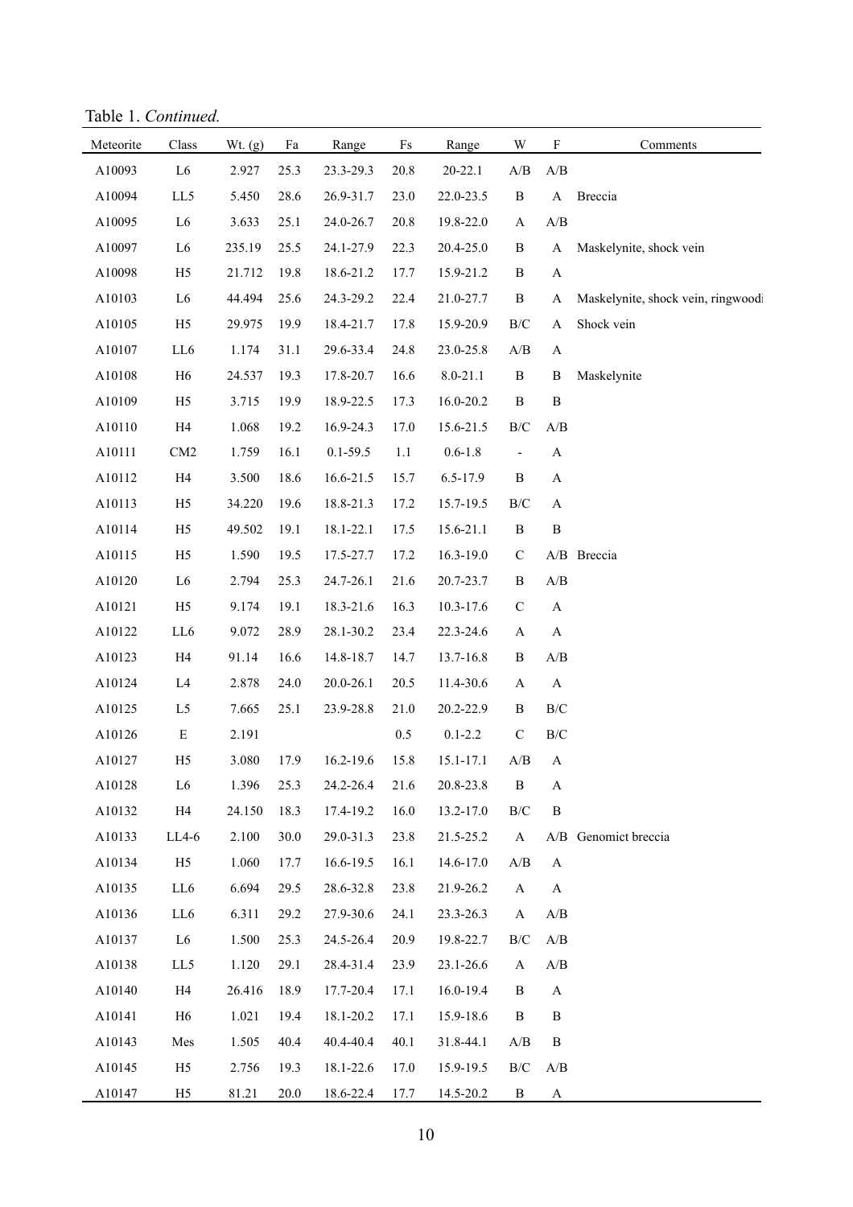Table 1. *Continued.*

| Meteorite | Class | Wt. (g) | Fa | Range | Fs | Range | W | F | Comments |
|---|---|---|---|---|---|---|---|---|---|
| A10093 | L6 | 2.927 | 25.3 | 23.3-29.3 | 20.8 | 20-22.1 | A/B | A/B | |
| A10094 | LL5 | 5.450 | 28.6 | 26.9-31.7 | 23.0 | 22.0-23.5 | B | A | Breccia |
| A10095 | L6 | 3.633 | 25.1 | 24.0-26.7 | 20.8 | 19.8-22.0 | A | A/B | |
| A10097 | L6 | 235.19 | 25.5 | 24.1-27.9 | 22.3 | 20.4-25.0 | B | A | Maskelynite, shock vein |
| A10098 | H5 | 21.712 | 19.8 | 18.6-21.2 | 17.7 | 15.9-21.2 | B | A | |
| A10103 | L6 | 44.494 | 25.6 | 24.3-29.2 | 22.4 | 21.0-27.7 | B | A | Maskelynite, shock vein, ringwoodi |
| A10105 | H5 | 29.975 | 19.9 | 18.4-21.7 | 17.8 | 15.9-20.9 | B/C | A | Shock vein |
| A10107 | LL6 | 1.174 | 31.1 | 29.6-33.4 | 24.8 | 23.0-25.8 | A/B | A | |
| A10108 | H6 | 24.537 | 19.3 | 17.8-20.7 | 16.6 | 8.0-21.1 | B | B | Maskelynite |
| A10109 | H5 | 3.715 | 19.9 | 18.9-22.5 | 17.3 | 16.0-20.2 | B | B | |
| A10110 | H4 | 1.068 | 19.2 | 16.9-24.3 | 17.0 | 15.6-21.5 | B/C | A/B | |
| A10111 | CM2 | 1.759 | 16.1 | 0.1-59.5 | 1.1 | 0.6-1.8 | - | A | |
| A10112 | H4 | 3.500 | 18.6 | 16.6-21.5 | 15.7 | 6.5-17.9 | B | A | |
| A10113 | H5 | 34.220 | 19.6 | 18.8-21.3 | 17.2 | 15.7-19.5 | B/C | A | |
| A10114 | H5 | 49.502 | 19.1 | 18.1-22.1 | 17.5 | 15.6-21.1 | B | B | |
| A10115 | H5 | 1.590 | 19.5 | 17.5-27.7 | 17.2 | 16.3-19.0 | C | A/B | Breccia |
| A10120 | L6 | 2.794 | 25.3 | 24.7-26.1 | 21.6 | 20.7-23.7 | B | A/B | |
| A10121 | H5 | 9.174 | 19.1 | 18.3-21.6 | 16.3 | 10.3-17.6 | C | A | |
| A10122 | LL6 | 9.072 | 28.9 | 28.1-30.2 | 23.4 | 22.3-24.6 | A | A | |
| A10123 | H4 | 91.14 | 16.6 | 14.8-18.7 | 14.7 | 13.7-16.8 | B | A/B | |
| A10124 | L4 | 2.878 | 24.0 | 20.0-26.1 | 20.5 | 11.4-30.6 | A | A | |
| A10125 | L5 | 7.665 | 25.1 | 23.9-28.8 | 21.0 | 20.2-22.9 | B | B/C | |
| A10126 | E | 2.191 | | | 0.5 | 0.1-2.2 | C | B/C | |
| A10127 | H5 | 3.080 | 17.9 | 16.2-19.6 | 15.8 | 15.1-17.1 | A/B | A | |
| A10128 | L6 | 1.396 | 25.3 | 24.2-26.4 | 21.6 | 20.8-23.8 | B | A | |
| A10132 | H4 | 24.150 | 18.3 | 17.4-19.2 | 16.0 | 13.2-17.0 | B/C | B | |
| A10133 | LL4-6 | 2.100 | 30.0 | 29.0-31.3 | 23.8 | 21.5-25.2 | A | A/B | Genomict breccia |
| A10134 | H5 | 1.060 | 17.7 | 16.6-19.5 | 16.1 | 14.6-17.0 | A/B | A | |
| A10135 | LL6 | 6.694 | 29.5 | 28.6-32.8 | 23.8 | 21.9-26.2 | A | A | |
| A10136 | LL6 | 6.311 | 29.2 | 27.9-30.6 | 24.1 | 23.3-26.3 | A | A/B | |
| A10137 | L6 | 1.500 | 25.3 | 24.5-26.4 | 20.9 | 19.8-22.7 | B/C | A/B | |
| A10138 | LL5 | 1.120 | 29.1 | 28.4-31.4 | 23.9 | 23.1-26.6 | A | A/B | |
| A10140 | H4 | 26.416 | 18.9 | 17.7-20.4 | 17.1 | 16.0-19.4 | B | A | |
| A10141 | H6 | 1.021 | 19.4 | 18.1-20.2 | 17.1 | 15.9-18.6 | B | B | |
| A10143 | Mes | 1.505 | 40.4 | 40.4-40.4 | 40.1 | 31.8-44.1 | A/B | B | |
| A10145 | H5 | 2.756 | 19.3 | 18.1-22.6 | 17.0 | 15.9-19.5 | B/C | A/B | |
| A10147 | H5 | 81.21 | 20.0 | 18.6-22.4 | 17.7 | 14.5-20.2 | B | A | |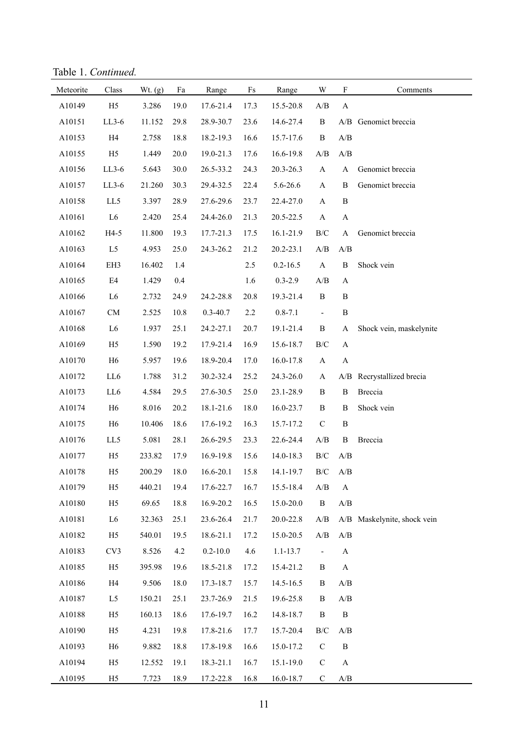Table 1. *Continued.*

| Meteorite | Class | Wt. (g) | Fa | Range | Fs | Range | W | F | Comments |
|---|---|---|---|---|---|---|---|---|---|
| A10149 | H5 | 3.286 | 19.0 | 17.6-21.4 | 17.3 | 15.5-20.8 | A/B | A | |
| A10151 | LL3-6 | 11.152 | 29.8 | 28.9-30.7 | 23.6 | 14.6-27.4 | B | A/B | Genomict breccia |
| A10153 | H4 | 2.758 | 18.8 | 18.2-19.3 | 16.6 | 15.7-17.6 | B | A/B | |
| A10155 | H5 | 1.449 | 20.0 | 19.0-21.3 | 17.6 | 16.6-19.8 | A/B | A/B | |
| A10156 | LL3-6 | 5.643 | 30.0 | 26.5-33.2 | 24.3 | 20.3-26.3 | A | A | Genomict breccia |
| A10157 | LL3-6 | 21.260 | 30.3 | 29.4-32.5 | 22.4 | 5.6-26.6 | A | B | Genomict breccia |
| A10158 | LL5 | 3.397 | 28.9 | 27.6-29.6 | 23.7 | 22.4-27.0 | A | B | |
| A10161 | L6 | 2.420 | 25.4 | 24.4-26.0 | 21.3 | 20.5-22.5 | A | A | |
| A10162 | H4-5 | 11.800 | 19.3 | 17.7-21.3 | 17.5 | 16.1-21.9 | B/C | A | Genomict breccia |
| A10163 | L5 | 4.953 | 25.0 | 24.3-26.2 | 21.2 | 20.2-23.1 | A/B | A/B | |
| A10164 | EH3 | 16.402 | 1.4 | | 2.5 | 0.2-16.5 | A | B | Shock vein |
| A10165 | E4 | 1.429 | 0.4 | | 1.6 | 0.3-2.9 | A/B | A | |
| A10166 | L6 | 2.732 | 24.9 | 24.2-28.8 | 20.8 | 19.3-21.4 | B | B | |
| A10167 | CM | 2.525 | 10.8 | 0.3-40.7 | 2.2 | 0.8-7.1 | - | B | |
| A10168 | L6 | 1.937 | 25.1 | 24.2-27.1 | 20.7 | 19.1-21.4 | B | A | Shock vein, maskelynite |
| A10169 | H5 | 1.590 | 19.2 | 17.9-21.4 | 16.9 | 15.6-18.7 | B/C | A | |
| A10170 | H6 | 5.957 | 19.6 | 18.9-20.4 | 17.0 | 16.0-17.8 | A | A | |
| A10172 | LL6 | 1.788 | 31.2 | 30.2-32.4 | 25.2 | 24.3-26.0 | A | A/B | Recrystallized brecia |
| A10173 | LL6 | 4.584 | 29.5 | 27.6-30.5 | 25.0 | 23.1-28.9 | B | B | Breccia |
| A10174 | H6 | 8.016 | 20.2 | 18.1-21.6 | 18.0 | 16.0-23.7 | B | B | Shock vein |
| A10175 | H6 | 10.406 | 18.6 | 17.6-19.2 | 16.3 | 15.7-17.2 | C | B | |
| A10176 | LL5 | 5.081 | 28.1 | 26.6-29.5 | 23.3 | 22.6-24.4 | A/B | B | Breccia |
| A10177 | H5 | 233.82 | 17.9 | 16.9-19.8 | 15.6 | 14.0-18.3 | B/C | A/B | |
| A10178 | H5 | 200.29 | 18.0 | 16.6-20.1 | 15.8 | 14.1-19.7 | B/C | A/B | |
| A10179 | H5 | 440.21 | 19.4 | 17.6-22.7 | 16.7 | 15.5-18.4 | A/B | A | |
| A10180 | H5 | 69.65 | 18.8 | 16.9-20.2 | 16.5 | 15.0-20.0 | B | A/B | |
| A10181 | L6 | 32.363 | 25.1 | 23.6-26.4 | 21.7 | 20.0-22.8 | A/B | A/B | Maskelynite, shock vein |
| A10182 | H5 | 540.01 | 19.5 | 18.6-21.1 | 17.2 | 15.0-20.5 | A/B | A/B | |
| A10183 | CV3 | 8.526 | 4.2 | 0.2-10.0 | 4.6 | 1.1-13.7 | - | A | |
| A10185 | H5 | 395.98 | 19.6 | 18.5-21.8 | 17.2 | 15.4-21.2 | B | A | |
| A10186 | H4 | 9.506 | 18.0 | 17.3-18.7 | 15.7 | 14.5-16.5 | B | A/B | |
| A10187 | L5 | 150.21 | 25.1 | 23.7-26.9 | 21.5 | 19.6-25.8 | B | A/B | |
| A10188 | H5 | 160.13 | 18.6 | 17.6-19.7 | 16.2 | 14.8-18.7 | B | B | |
| A10190 | H5 | 4.231 | 19.8 | 17.8-21.6 | 17.7 | 15.7-20.4 | B/C | A/B | |
| A10193 | H6 | 9.882 | 18.8 | 17.8-19.8 | 16.6 | 15.0-17.2 | C | B | |
| A10194 | H5 | 12.552 | 19.1 | 18.3-21.1 | 16.7 | 15.1-19.0 | C | A | |
| A10195 | H5 | 7.723 | 18.9 | 17.2-22.8 | 16.8 | 16.0-18.7 | C | A/B | |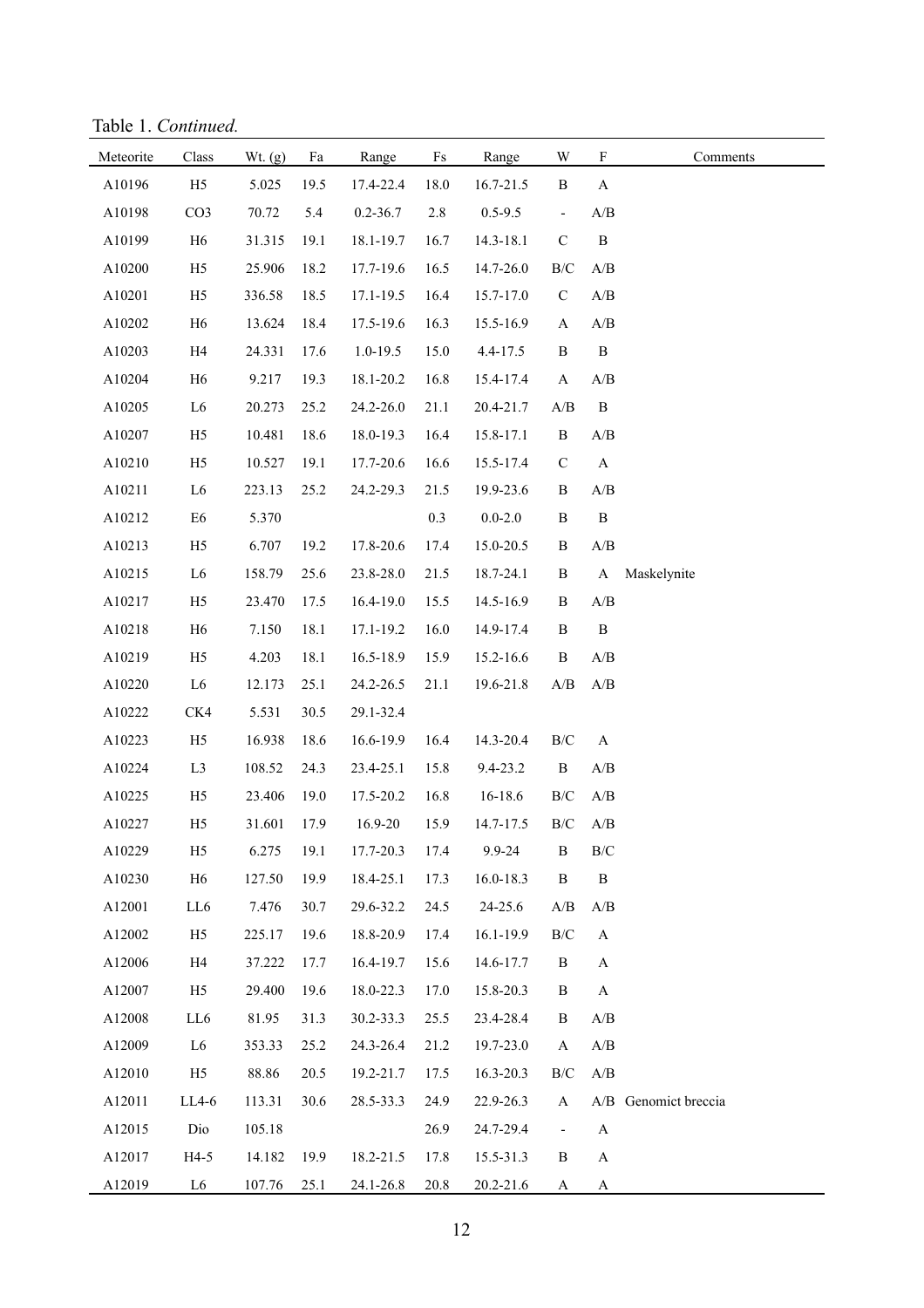Table 1. *Continued.*

| Meteorite | Class | Wt. (g) | Fa | Range | Fs | Range | W | F | Comments |
|---|---|---|---|---|---|---|---|---|---|
| A10196 | H5 | 5.025 | 19.5 | 17.4-22.4 | 18.0 | 16.7-21.5 | B | A | |
| A10198 | CO3 | 70.72 | 5.4 | 0.2-36.7 | 2.8 | 0.5-9.5 | - | A/B | |
| A10199 | H6 | 31.315 | 19.1 | 18.1-19.7 | 16.7 | 14.3-18.1 | C | B | |
| A10200 | H5 | 25.906 | 18.2 | 17.7-19.6 | 16.5 | 14.7-26.0 | B/C | A/B | |
| A10201 | H5 | 336.58 | 18.5 | 17.1-19.5 | 16.4 | 15.7-17.0 | C | A/B | |
| A10202 | H6 | 13.624 | 18.4 | 17.5-19.6 | 16.3 | 15.5-16.9 | A | A/B | |
| A10203 | H4 | 24.331 | 17.6 | 1.0-19.5 | 15.0 | 4.4-17.5 | B | B | |
| A10204 | H6 | 9.217 | 19.3 | 18.1-20.2 | 16.8 | 15.4-17.4 | A | A/B | |
| A10205 | L6 | 20.273 | 25.2 | 24.2-26.0 | 21.1 | 20.4-21.7 | A/B | B | |
| A10207 | H5 | 10.481 | 18.6 | 18.0-19.3 | 16.4 | 15.8-17.1 | B | A/B | |
| A10210 | H5 | 10.527 | 19.1 | 17.7-20.6 | 16.6 | 15.5-17.4 | C | A | |
| A10211 | L6 | 223.13 | 25.2 | 24.2-29.3 | 21.5 | 19.9-23.6 | B | A/B | |
| A10212 | E6 | 5.370 | | | 0.3 | 0.0-2.0 | B | B | |
| A10213 | H5 | 6.707 | 19.2 | 17.8-20.6 | 17.4 | 15.0-20.5 | B | A/B | |
| A10215 | L6 | 158.79 | 25.6 | 23.8-28.0 | 21.5 | 18.7-24.1 | B | A | Maskelynite |
| A10217 | H5 | 23.470 | 17.5 | 16.4-19.0 | 15.5 | 14.5-16.9 | B | A/B | |
| A10218 | H6 | 7.150 | 18.1 | 17.1-19.2 | 16.0 | 14.9-17.4 | B | B | |
| A10219 | H5 | 4.203 | 18.1 | 16.5-18.9 | 15.9 | 15.2-16.6 | B | A/B | |
| A10220 | L6 | 12.173 | 25.1 | 24.2-26.5 | 21.1 | 19.6-21.8 | A/B | A/B | |
| A10222 | CK4 | 5.531 | 30.5 | 29.1-32.4 | | | | | |
| A10223 | H5 | 16.938 | 18.6 | 16.6-19.9 | 16.4 | 14.3-20.4 | B/C | A | |
| A10224 | L3 | 108.52 | 24.3 | 23.4-25.1 | 15.8 | 9.4-23.2 | B | A/B | |
| A10225 | H5 | 23.406 | 19.0 | 17.5-20.2 | 16.8 | 16-18.6 | B/C | A/B | |
| A10227 | H5 | 31.601 | 17.9 | 16.9-20 | 15.9 | 14.7-17.5 | B/C | A/B | |
| A10229 | H5 | 6.275 | 19.1 | 17.7-20.3 | 17.4 | 9.9-24 | B | B/C | |
| A10230 | H6 | 127.50 | 19.9 | 18.4-25.1 | 17.3 | 16.0-18.3 | B | B | |
| A12001 | LL6 | 7.476 | 30.7 | 29.6-32.2 | 24.5 | 24-25.6 | A/B | A/B | |
| A12002 | H5 | 225.17 | 19.6 | 18.8-20.9 | 17.4 | 16.1-19.9 | B/C | A | |
| A12006 | H4 | 37.222 | 17.7 | 16.4-19.7 | 15.6 | 14.6-17.7 | B | A | |
| A12007 | H5 | 29.400 | 19.6 | 18.0-22.3 | 17.0 | 15.8-20.3 | B | A | |
| A12008 | LL6 | 81.95 | 31.3 | 30.2-33.3 | 25.5 | 23.4-28.4 | B | A/B | |
| A12009 | L6 | 353.33 | 25.2 | 24.3-26.4 | 21.2 | 19.7-23.0 | A | A/B | |
| A12010 | H5 | 88.86 | 20.5 | 19.2-21.7 | 17.5 | 16.3-20.3 | B/C | A/B | |
| A12011 | LL4-6 | 113.31 | 30.6 | 28.5-33.3 | 24.9 | 22.9-26.3 | A | A/B | Genomict breccia |
| A12015 | Dio | 105.18 | | | 26.9 | 24.7-29.4 | - | A | |
| A12017 | H4-5 | 14.182 | 19.9 | 18.2-21.5 | 17.8 | 15.5-31.3 | B | A | |
| A12019 | L6 | 107.76 | 25.1 | 24.1-26.8 | 20.8 | 20.2-21.6 | A | A | |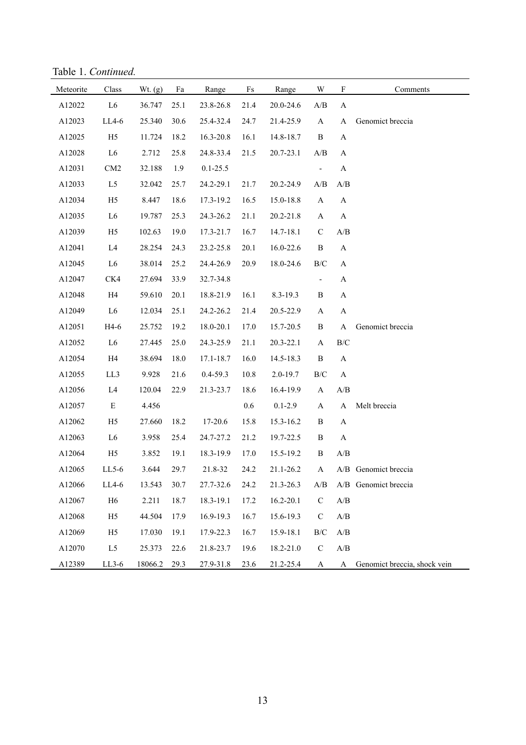Table 1. *Continued.*

| Meteorite | Class | Wt. (g) | Fa | Range | Fs | Range | W | F | Comments |
|---|---|---|---|---|---|---|---|---|---|
| A12022 | L6 | 36.747 | 25.1 | 23.8-26.8 | 21.4 | 20.0-24.6 | A/B | A | |
| A12023 | LL4-6 | 25.340 | 30.6 | 25.4-32.4 | 24.7 | 21.4-25.9 | A | A | Genomict breccia |
| A12025 | H5 | 11.724 | 18.2 | 16.3-20.8 | 16.1 | 14.8-18.7 | B | A | |
| A12028 | L6 | 2.712 | 25.8 | 24.8-33.4 | 21.5 | 20.7-23.1 | A/B | A | |
| A12031 | CM2 | 32.188 | 1.9 | 0.1-25.5 | | | - | A | |
| A12033 | L5 | 32.042 | 25.7 | 24.2-29.1 | 21.7 | 20.2-24.9 | A/B | A/B | |
| A12034 | H5 | 8.447 | 18.6 | 17.3-19.2 | 16.5 | 15.0-18.8 | A | A | |
| A12035 | L6 | 19.787 | 25.3 | 24.3-26.2 | 21.1 | 20.2-21.8 | A | A | |
| A12039 | H5 | 102.63 | 19.0 | 17.3-21.7 | 16.7 | 14.7-18.1 | C | A/B | |
| A12041 | L4 | 28.254 | 24.3 | 23.2-25.8 | 20.1 | 16.0-22.6 | B | A | |
| A12045 | L6 | 38.014 | 25.2 | 24.4-26.9 | 20.9 | 18.0-24.6 | B/C | A | |
| A12047 | CK4 | 27.694 | 33.9 | 32.7-34.8 | | | - | A | |
| A12048 | H4 | 59.610 | 20.1 | 18.8-21.9 | 16.1 | 8.3-19.3 | B | A | |
| A12049 | L6 | 12.034 | 25.1 | 24.2-26.2 | 21.4 | 20.5-22.9 | A | A | |
| A12051 | H4-6 | 25.752 | 19.2 | 18.0-20.1 | 17.0 | 15.7-20.5 | B | A | Genomict breccia |
| A12052 | L6 | 27.445 | 25.0 | 24.3-25.9 | 21.1 | 20.3-22.1 | A | B/C | |
| A12054 | H4 | 38.694 | 18.0 | 17.1-18.7 | 16.0 | 14.5-18.3 | B | A | |
| A12055 | LL3 | 9.928 | 21.6 | 0.4-59.3 | 10.8 | 2.0-19.7 | B/C | A | |
| A12056 | L4 | 120.04 | 22.9 | 21.3-23.7 | 18.6 | 16.4-19.9 | A | A/B | |
| A12057 | E | 4.456 | | | 0.6 | 0.1-2.9 | A | A | Melt breccia |
| A12062 | H5 | 27.660 | 18.2 | 17-20.6 | 15.8 | 15.3-16.2 | B | A | |
| A12063 | L6 | 3.958 | 25.4 | 24.7-27.2 | 21.2 | 19.7-22.5 | B | A | |
| A12064 | H5 | 3.852 | 19.1 | 18.3-19.9 | 17.0 | 15.5-19.2 | B | A/B | |
| A12065 | LL5-6 | 3.644 | 29.7 | 21.8-32 | 24.2 | 21.1-26.2 | A | A/B | Genomict breccia |
| A12066 | LL4-6 | 13.543 | 30.7 | 27.7-32.6 | 24.2 | 21.3-26.3 | A/B | A/B | Genomict breccia |
| A12067 | H6 | 2.211 | 18.7 | 18.3-19.1 | 17.2 | 16.2-20.1 | C | A/B | |
| A12068 | H5 | 44.504 | 17.9 | 16.9-19.3 | 16.7 | 15.6-19.3 | C | A/B | |
| A12069 | H5 | 17.030 | 19.1 | 17.9-22.3 | 16.7 | 15.9-18.1 | B/C | A/B | |
| A12070 | L5 | 25.373 | 22.6 | 21.8-23.7 | 19.6 | 18.2-21.0 | C | A/B | |
| A12389 | LL3-6 | 18066.2 | 29.3 | 27.9-31.8 | 23.6 | 21.2-25.4 | A | A | Genomict breccia, shock vein |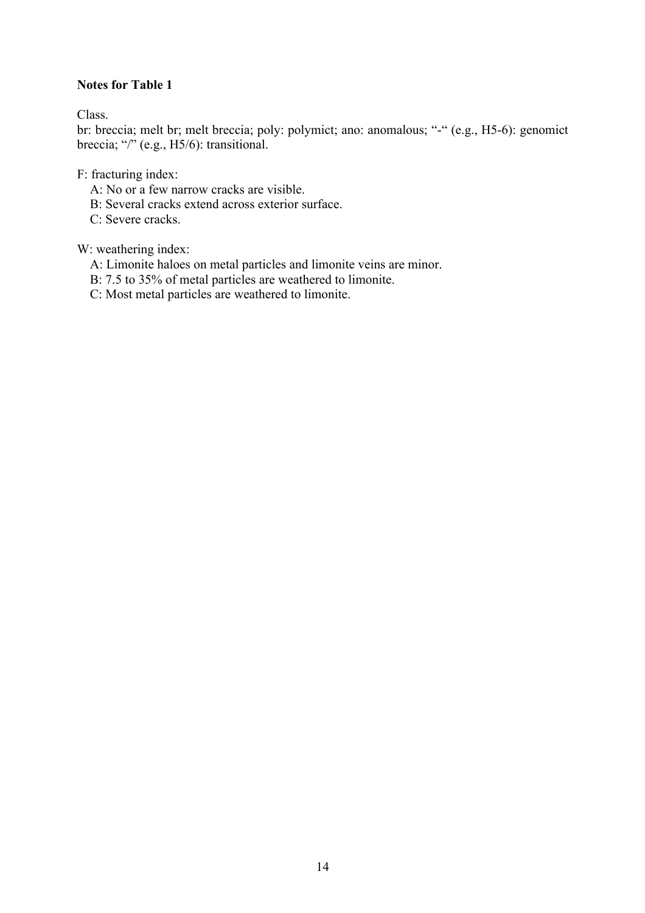**Notes for Table 1**

Class.

br: breccia; melt br; melt breccia; poly: polymict; ano: anomalous; "-" (e.g., H5-6): genomict breccia; "/" (e.g., H5/6): transitional.

F: fracturing index:

A: No or a few narrow cracks are visible.

B: Several cracks extend across exterior surface.

C: Severe cracks.

W: weathering index:

A: Limonite haloes on metal particles and limonite veins are minor.

B: 7.5 to 35% of metal particles are weathered to limonite.

C: Most metal particles are weathered to limonite.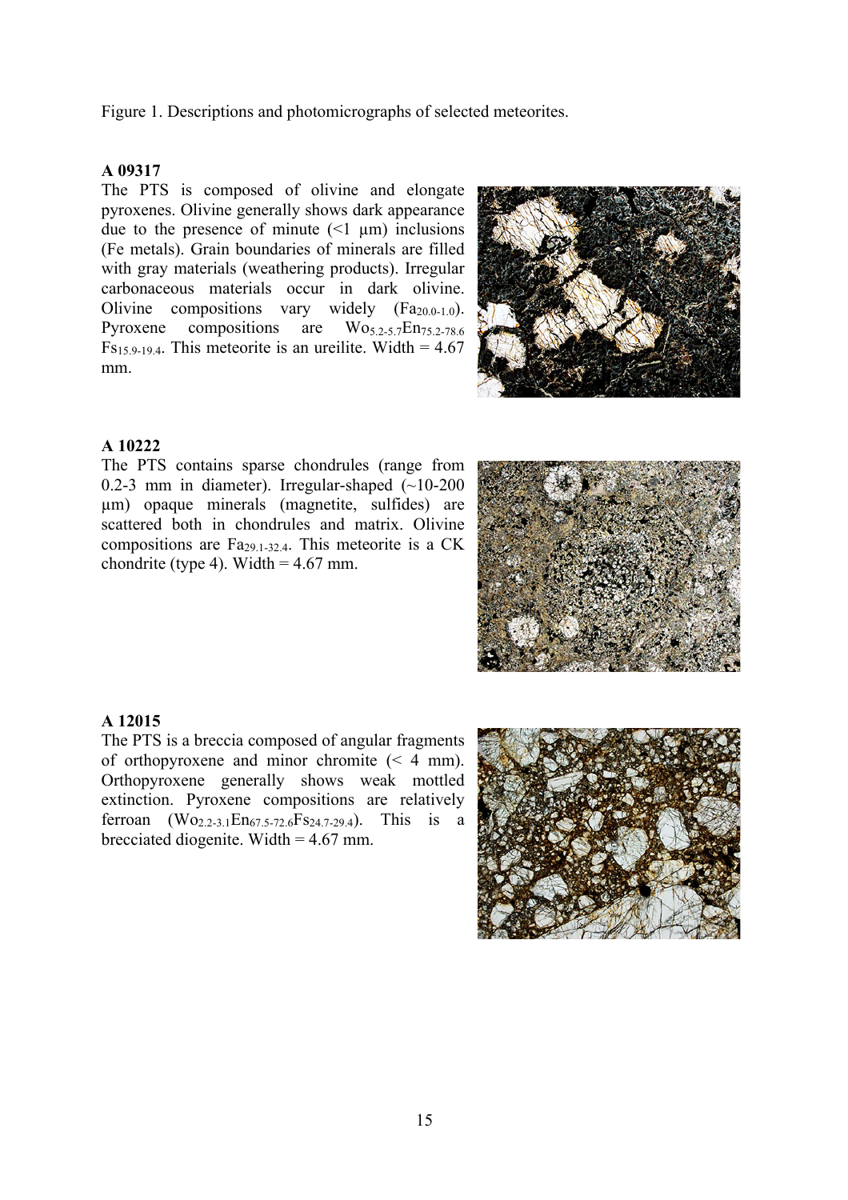Figure 1. Descriptions and photomicrographs of selected meteorites.

**A 09317**

The PTS is composed of olivine and elongate pyroxenes. Olivine generally shows dark appearance due to the presence of minute (<1 µm) inclusions (Fe metals). Grain boundaries of minerals are filled with gray materials (weathering products). Irregular carbonaceous materials occur in dark olivine. Olivine compositions vary widely ($Fa_{20.0\text{-}1.0}$). Pyroxene compositions are $Wo_{5.2\text{-}5.7}En_{75.2\text{-}78.6}Fs_{15.9\text{-}19.4}$. This meteorite is an ureilite. Width = 4.67 mm.

**A 10222**

The PTS contains sparse chondrules (range from 0.2-3 mm in diameter). Irregular-shaped (~10-200 µm) opaque minerals (magnetite, sulfides) are scattered both in chondrules and matrix. Olivine compositions are $Fa_{29.1\text{-}32.4}$. This meteorite is a CK chondrite (type 4). Width = 4.67 mm.

**A 12015**

The PTS is a breccia composed of angular fragments of orthopyroxene and minor chromite (< 4 mm). Orthopyroxene generally shows weak mottled extinction. Pyroxene compositions are relatively ferroan ($Wo_{2.2\text{-}3.1}En_{67.5\text{-}72.6}Fs_{24.7\text{-}29.4}$). This is a brecciated diogenite. Width = 4.67 mm.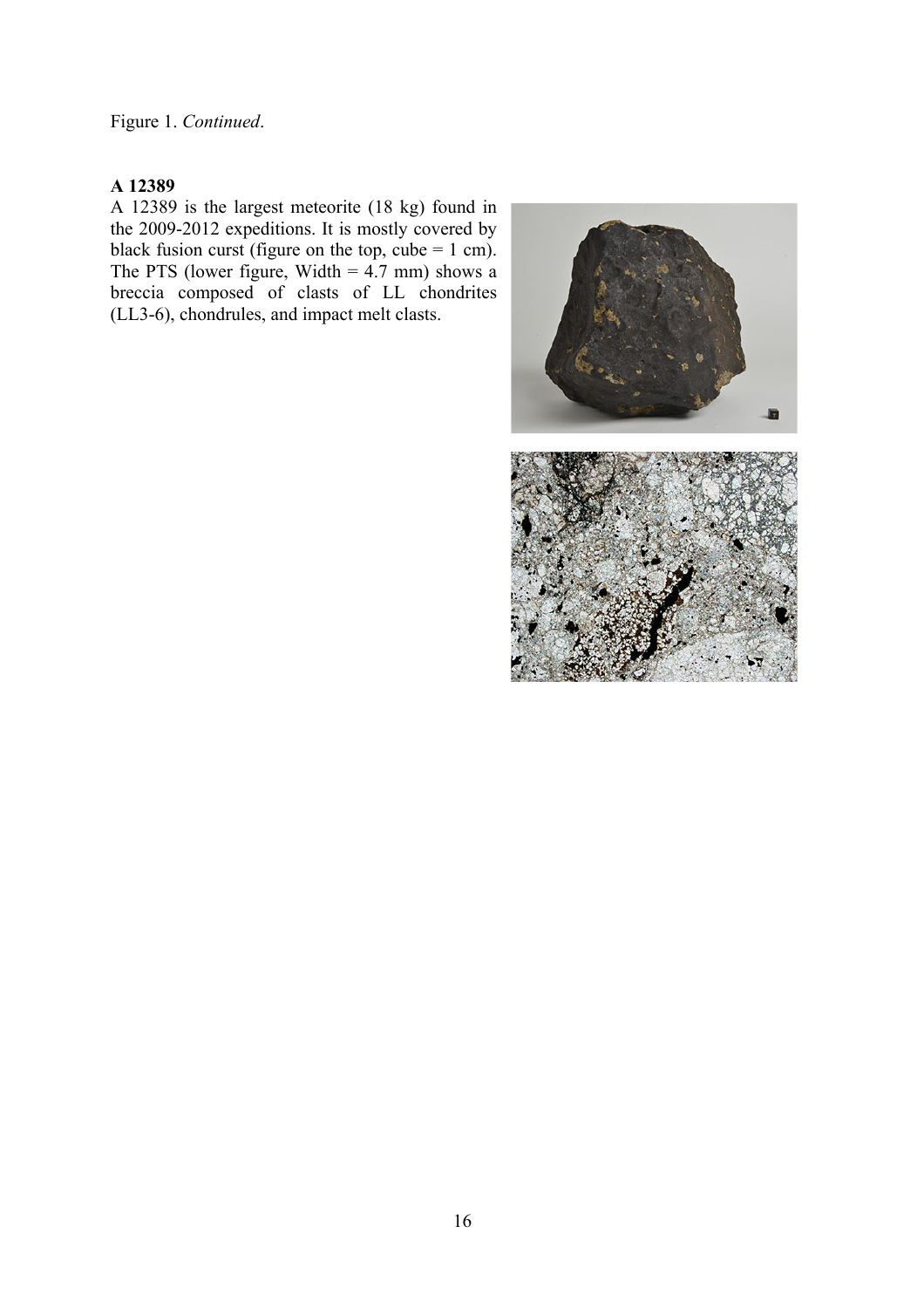Figure 1. *Continued*.

**A 12389**

A 12389 is the largest meteorite (18 kg) found in the 2009-2012 expeditions. It is mostly covered by black fusion curst (figure on the top, cube = 1 cm). The PTS (lower figure, Width = 4.7 mm) shows a breccia composed of clasts of LL chondrites (LL3-6), chondrules, and impact melt clasts.